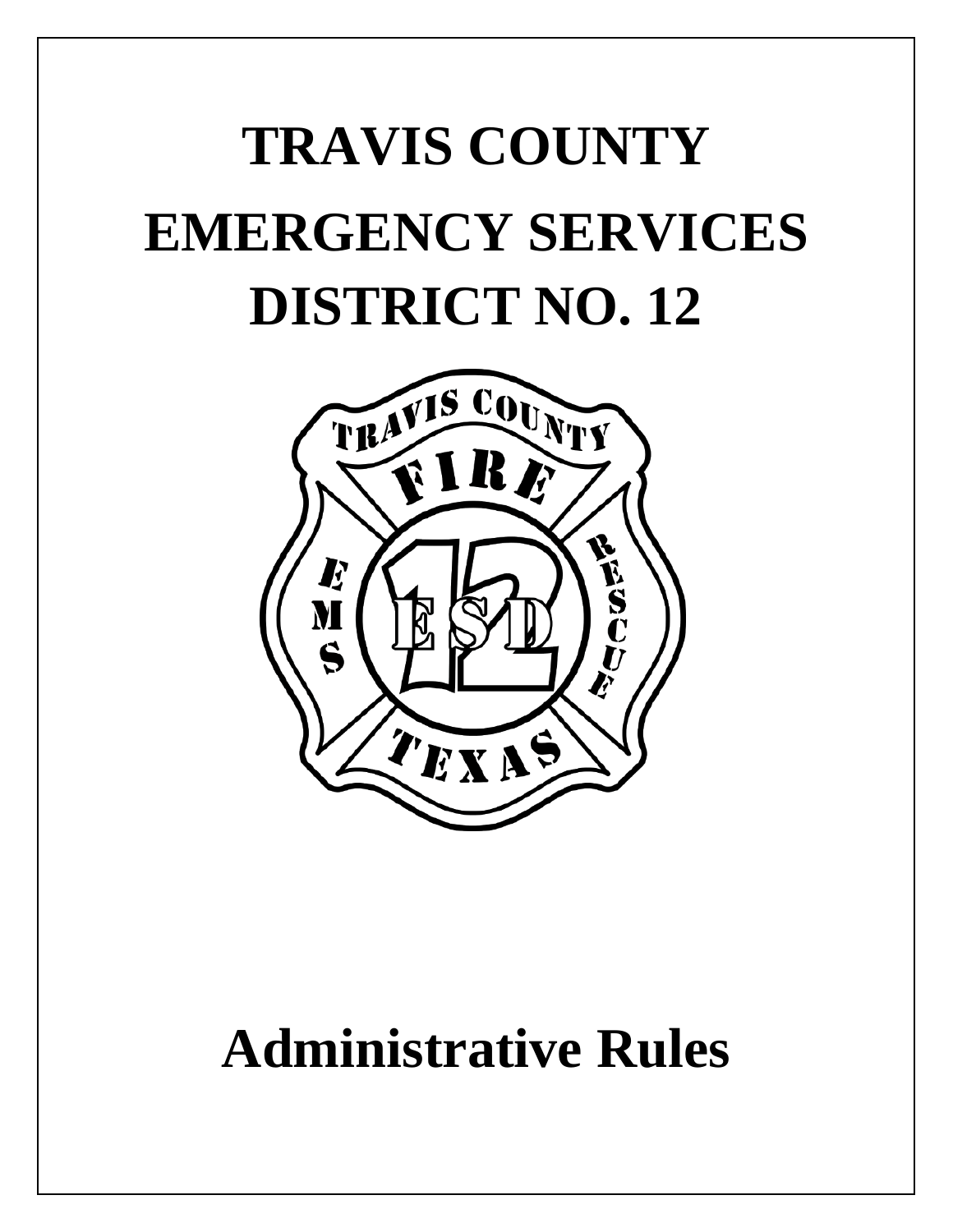# TRAVIS COUNTY EMERGENCY SERVICES DISTRICT NO. 12

# Administrative Rules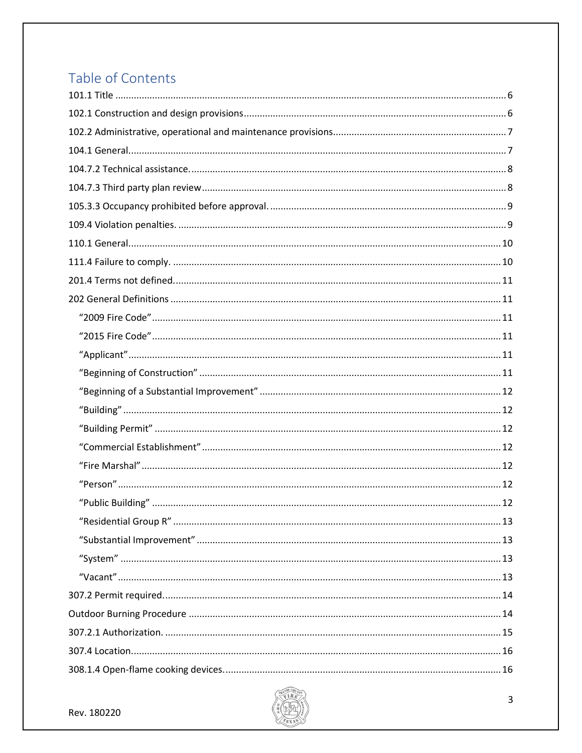## Table of Contents

101.1 Title ........ 6
102.1 Construction and design provisions ........ 6
102.2 Administrative, operational and maintenance provisions ........ 7
104.1 General. ........ 7
104.7.2 Technical assistance. ........ 8
104.7.3 Third party plan review ........ 8
105.3.3 Occupancy prohibited before approval. ........ 9
109.4 Violation penalties. ........ 9
110.1 General. ........ 10
111.4 Failure to comply. ........ 10
201.4 Terms not defined. ........ 11
202 General Definitions ........ 11
- "2009 Fire Code" ........ 11
- "2015 Fire Code" ........ 11
- "Applicant" ........ 11
- "Beginning of Construction" ........ 11
- "Beginning of a Substantial Improvement" ........ 12
- "Building" ........ 12
- "Building Permit" ........ 12
- "Commercial Establishment" ........ 12
- "Fire Marshal" ........ 12
- "Person" ........ 12
- "Public Building" ........ 12
- "Residential Group R" ........ 13
- "Substantial Improvement" ........ 13
- "System" ........ 13
- "Vacant" ........ 13

307.2 Permit required. ........ 14
Outdoor Burning Procedure ........ 14
307.2.1 Authorization. ........ 15
307.4 Location. ........ 16
308.1.4 Open-flame cooking devices. ........ 16

Rev. 180220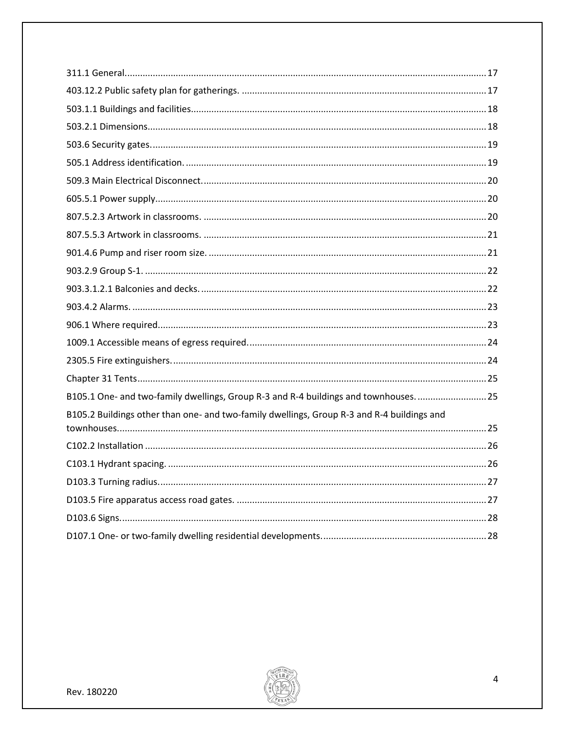311.1 General.................................................................................................................................... 17

403.12.2 Public safety plan for gatherings. ............................................................................................ 17

503.1.1 Buildings and facilities.............................................................................................................. 18

503.2.1 Dimensions................................................................................................................................ 18

503.6 Security gates.............................................................................................................................. 19

505.1 Address identification................................................................................................................. 19

509.3 Main Electrical Disconnect.......................................................................................................... 20

605.5.1 Power supply............................................................................................................................. 20

807.5.2.3 Artwork in classrooms. .......................................................................................................... 20

807.5.5.3 Artwork in classrooms. .......................................................................................................... 21

901.4.6 Pump and riser room size. ........................................................................................................ 21

903.2.9 Group S-1. ................................................................................................................................. 22

903.3.1.2.1 Balconies and decks. ........................................................................................................... 22

903.4.2 Alarms. ...................................................................................................................................... 23

906.1 Where required........................................................................................................................... 23

1009.1 Accessible means of egress required......................................................................................... 24

2305.5 Fire extinguishers....................................................................................................................... 24

Chapter 31 Tents.................................................................................................................................... 25

B105.1 One- and two-family dwellings, Group R-3 and R-4 buildings and townhouses. ........................ 25

B105.2 Buildings other than one- and two-family dwellings, Group R-3 and R-4 buildings and townhouses.............................................................................................................................................. 25

C102.2 Installation ................................................................................................................................. 26

C103.1 Hydrant spacing. ........................................................................................................................ 26

D103.3 Turning radius............................................................................................................................ 27

D103.5 Fire apparatus access road gates. .............................................................................................. 27

D103.6 Signs........................................................................................................................................... 28

D107.1 One- or two-family dwelling residential developments............................................................. 28

Rev. 180220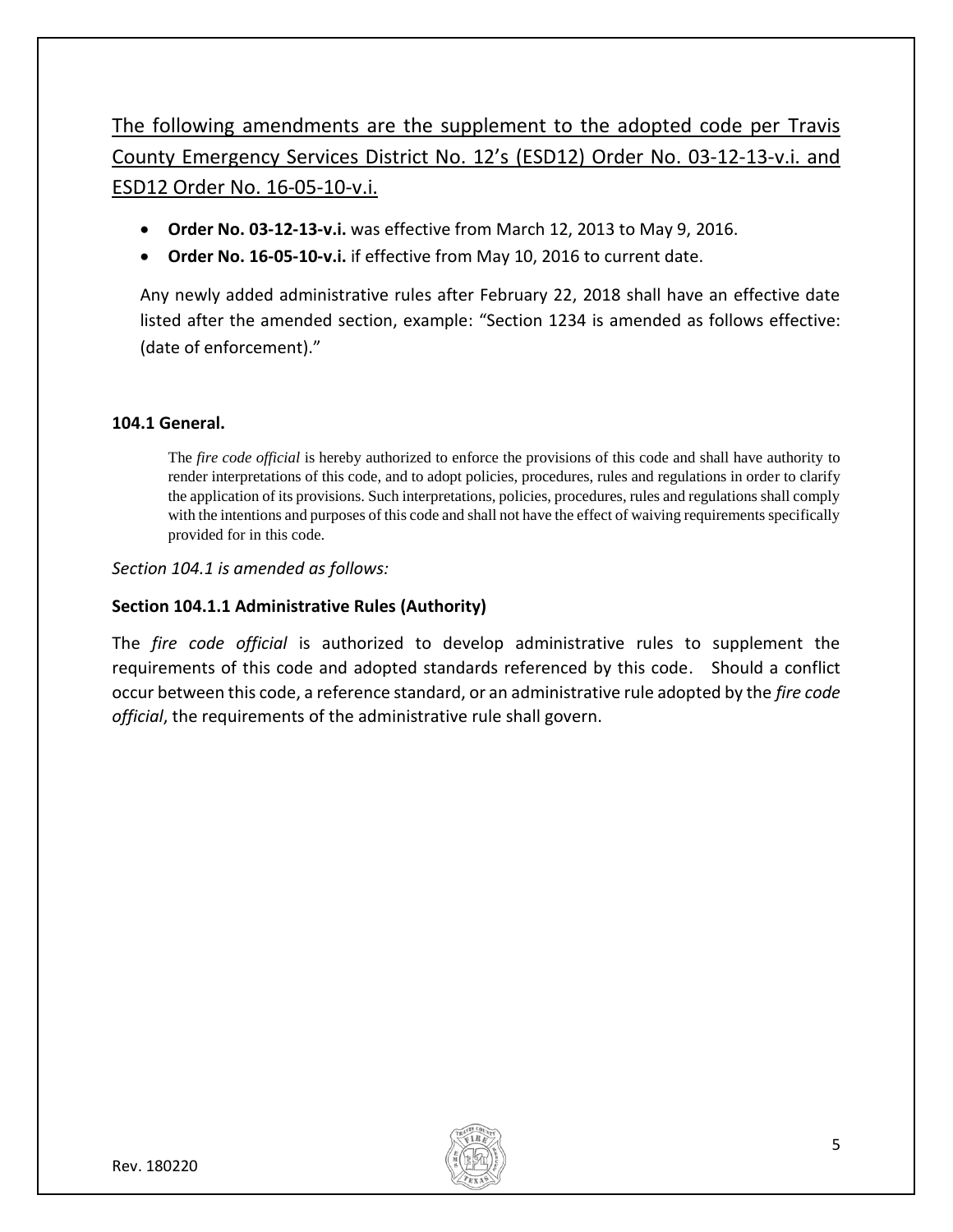The following amendments are the supplement to the adopted code per Travis County Emergency Services District No. 12's (ESD12) Order No. 03-12-13-v.i. and ESD12 Order No. 16-05-10-v.i.

- **Order No. 03-12-13-v.i.** was effective from March 12, 2013 to May 9, 2016.
- **Order No. 16-05-10-v.i.** if effective from May 10, 2016 to current date.

Any newly added administrative rules after February 22, 2018 shall have an effective date listed after the amended section, example: "Section 1234 is amended as follows effective: (date of enforcement)."

**104.1 General.**

The *fire code official* is hereby authorized to enforce the provisions of this code and shall have authority to render interpretations of this code, and to adopt policies, procedures, rules and regulations in order to clarify the application of its provisions. Such interpretations, policies, procedures, rules and regulations shall comply with the intentions and purposes of this code and shall not have the effect of waiving requirements specifically provided for in this code.

*Section 104.1 is amended as follows:*

**Section 104.1.1 Administrative Rules (Authority)**

The *fire code official* is authorized to develop administrative rules to supplement the requirements of this code and adopted standards referenced by this code. Should a conflict occur between this code, a reference standard, or an administrative rule adopted by the *fire code official*, the requirements of the administrative rule shall govern.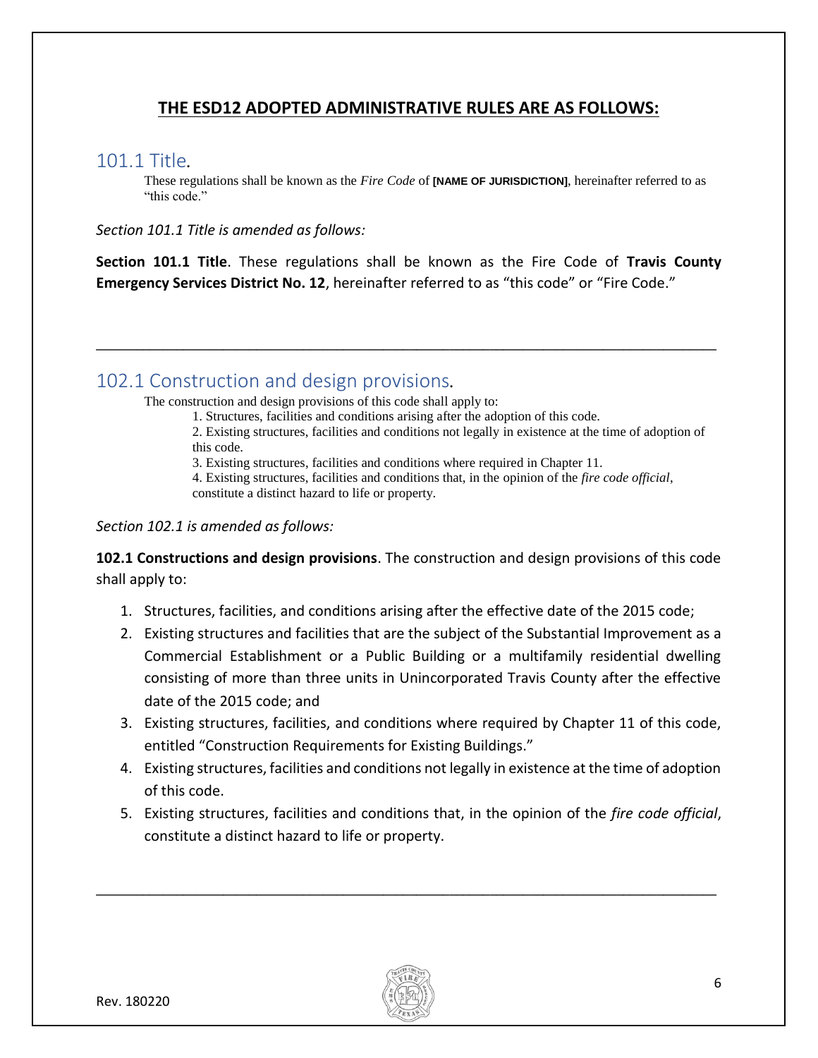## THE ESD12 ADOPTED ADMINISTRATIVE RULES ARE AS FOLLOWS:

### 101.1 Title.

These regulations shall be known as the *Fire Code* of **[NAME OF JURISDICTION]**, hereinafter referred to as "this code."

*Section 101.1 Title is amended as follows:*

**Section 101.1 Title**. These regulations shall be known as the Fire Code of **Travis County Emergency Services District No. 12**, hereinafter referred to as "this code" or "Fire Code."

---

### 102.1 Construction and design provisions.

The construction and design provisions of this code shall apply to:

1. Structures, facilities and conditions arising after the adoption of this code.
2. Existing structures, facilities and conditions not legally in existence at the time of adoption of this code.
3. Existing structures, facilities and conditions where required in Chapter 11.
4. Existing structures, facilities and conditions that, in the opinion of the *fire code official*, constitute a distinct hazard to life or property.

*Section 102.1 is amended as follows:*

**102.1 Constructions and design provisions**. The construction and design provisions of this code shall apply to:

1. Structures, facilities, and conditions arising after the effective date of the 2015 code;
2. Existing structures and facilities that are the subject of the Substantial Improvement as a Commercial Establishment or a Public Building or a multifamily residential dwelling consisting of more than three units in Unincorporated Travis County after the effective date of the 2015 code; and
3. Existing structures, facilities, and conditions where required by Chapter 11 of this code, entitled "Construction Requirements for Existing Buildings."
4. Existing structures, facilities and conditions not legally in existence at the time of adoption of this code.
5. Existing structures, facilities and conditions that, in the opinion of the *fire code official*, constitute a distinct hazard to life or property.

---

Rev. 180220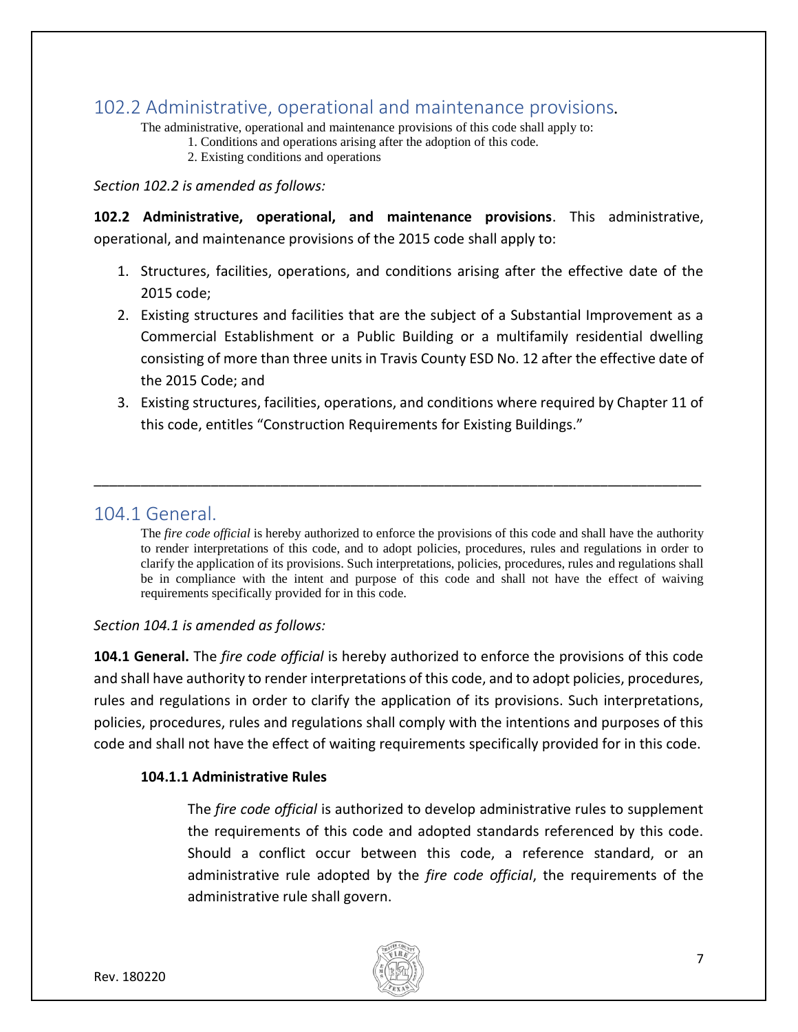## 102.2 Administrative, operational and maintenance provisions.

The administrative, operational and maintenance provisions of this code shall apply to:

1. Conditions and operations arising after the adoption of this code.
2. Existing conditions and operations

*Section 102.2 is amended as follows:*

**102.2 Administrative, operational, and maintenance provisions**. This administrative, operational, and maintenance provisions of the 2015 code shall apply to:

1. Structures, facilities, operations, and conditions arising after the effective date of the 2015 code;
2. Existing structures and facilities that are the subject of a Substantial Improvement as a Commercial Establishment or a Public Building or a multifamily residential dwelling consisting of more than three units in Travis County ESD No. 12 after the effective date of the 2015 Code; and
3. Existing structures, facilities, operations, and conditions where required by Chapter 11 of this code, entitles "Construction Requirements for Existing Buildings."

---

## 104.1 General.

The *fire code official* is hereby authorized to enforce the provisions of this code and shall have the authority to render interpretations of this code, and to adopt policies, procedures, rules and regulations in order to clarify the application of its provisions. Such interpretations, policies, procedures, rules and regulations shall be in compliance with the intent and purpose of this code and shall not have the effect of waiving requirements specifically provided for in this code.

*Section 104.1 is amended as follows:*

**104.1 General.** The *fire code official* is hereby authorized to enforce the provisions of this code and shall have authority to render interpretations of this code, and to adopt policies, procedures, rules and regulations in order to clarify the application of its provisions. Such interpretations, policies, procedures, rules and regulations shall comply with the intentions and purposes of this code and shall not have the effect of waiting requirements specifically provided for in this code.

**104.1.1 Administrative Rules**

The *fire code official* is authorized to develop administrative rules to supplement the requirements of this code and adopted standards referenced by this code. Should a conflict occur between this code, a reference standard, or an administrative rule adopted by the *fire code official*, the requirements of the administrative rule shall govern.

Rev. 180220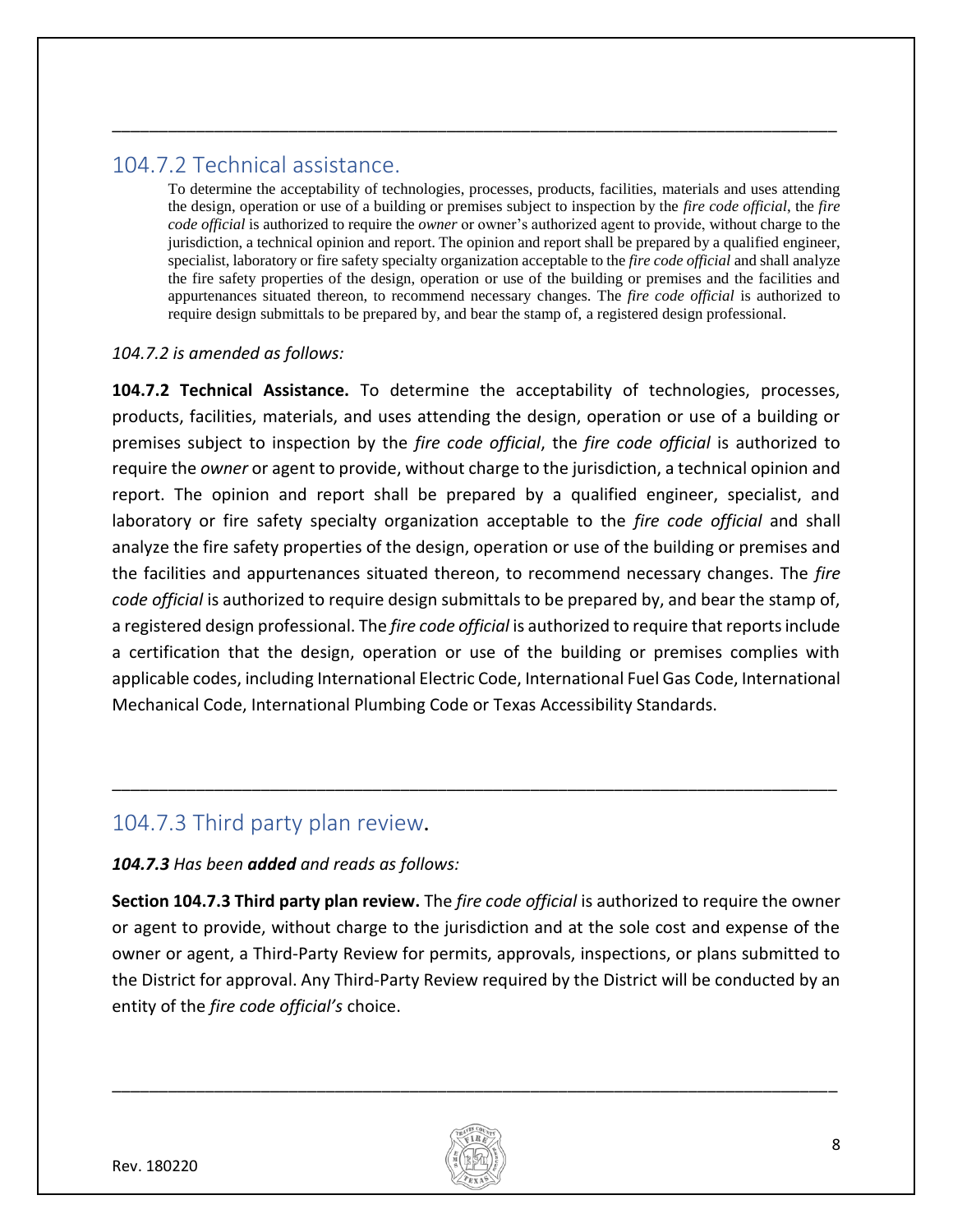## 104.7.2 Technical assistance.

To determine the acceptability of technologies, processes, products, facilities, materials and uses attending the design, operation or use of a building or premises subject to inspection by the *fire code official*, the *fire code official* is authorized to require the *owner* or owner's authorized agent to provide, without charge to the jurisdiction, a technical opinion and report. The opinion and report shall be prepared by a qualified engineer, specialist, laboratory or fire safety specialty organization acceptable to the *fire code official* and shall analyze the fire safety properties of the design, operation or use of the building or premises and the facilities and appurtenances situated thereon, to recommend necessary changes. The *fire code official* is authorized to require design submittals to be prepared by, and bear the stamp of, a registered design professional.

*104.7.2 is amended as follows:*

**104.7.2 Technical Assistance.** To determine the acceptability of technologies, processes, products, facilities, materials, and uses attending the design, operation or use of a building or premises subject to inspection by the *fire code official*, the *fire code official* is authorized to require the *owner* or agent to provide, without charge to the jurisdiction, a technical opinion and report. The opinion and report shall be prepared by a qualified engineer, specialist, and laboratory or fire safety specialty organization acceptable to the *fire code official* and shall analyze the fire safety properties of the design, operation or use of the building or premises and the facilities and appurtenances situated thereon, to recommend necessary changes. The *fire code official* is authorized to require design submittals to be prepared by, and bear the stamp of, a registered design professional. The *fire code official* is authorized to require that reports include a certification that the design, operation or use of the building or premises complies with applicable codes, including International Electric Code, International Fuel Gas Code, International Mechanical Code, International Plumbing Code or Texas Accessibility Standards.

---

## 104.7.3 Third party plan review.

***104.7.3** Has been **added** and reads as follows:*

**Section 104.7.3 Third party plan review.** The *fire code official* is authorized to require the owner or agent to provide, without charge to the jurisdiction and at the sole cost and expense of the owner or agent, a Third-Party Review for permits, approvals, inspections, or plans submitted to the District for approval. Any Third-Party Review required by the District will be conducted by an entity of the *fire code official's* choice.

---

Rev. 180220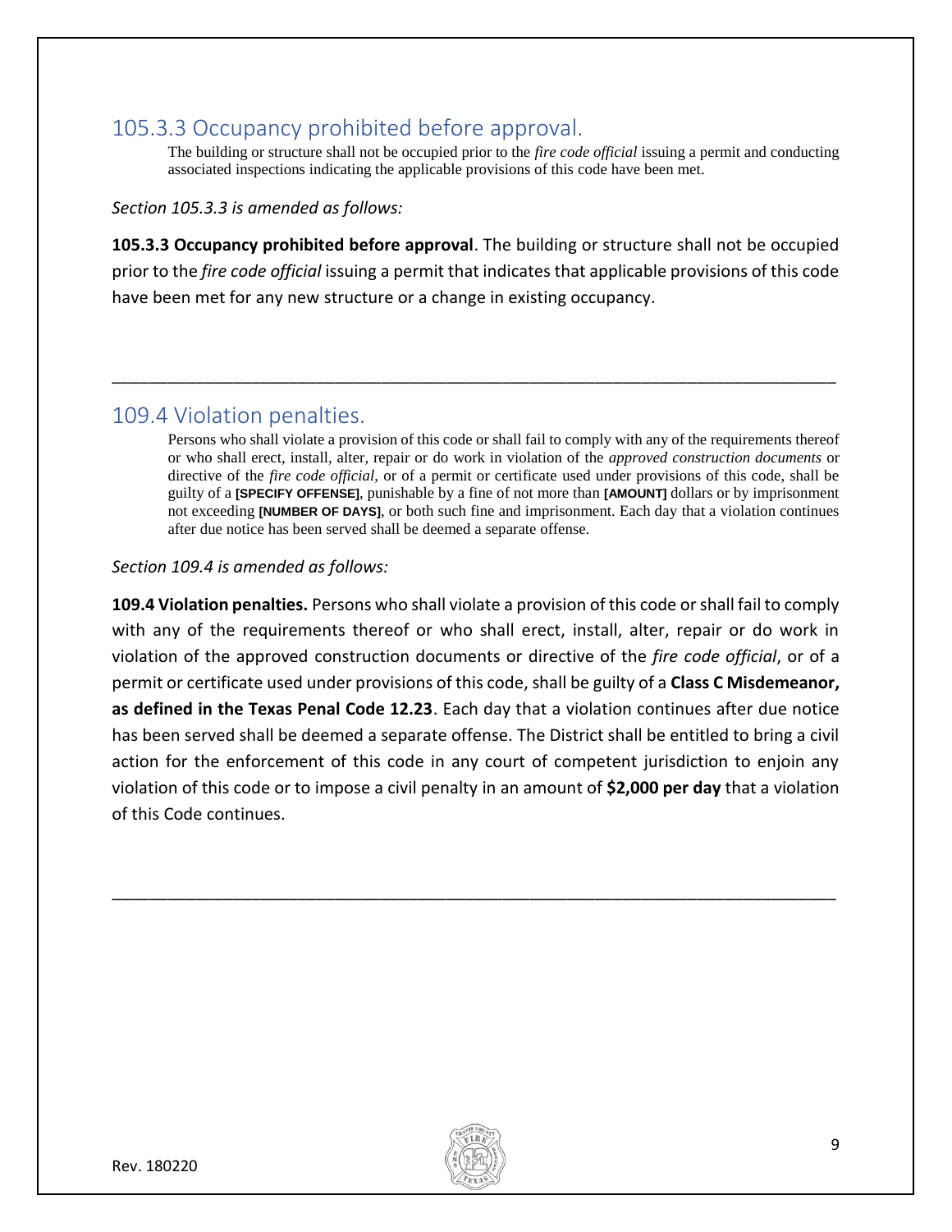## 105.3.3 Occupancy prohibited before approval.

The building or structure shall not be occupied prior to the *fire code official* issuing a permit and conducting associated inspections indicating the applicable provisions of this code have been met.

*Section 105.3.3 is amended as follows:*

**105.3.3 Occupancy prohibited before approval**. The building or structure shall not be occupied prior to the *fire code official* issuing a permit that indicates that applicable provisions of this code have been met for any new structure or a change in existing occupancy.

---

## 109.4 Violation penalties.

Persons who shall violate a provision of this code or shall fail to comply with any of the requirements thereof or who shall erect, install, alter, repair or do work in violation of the *approved construction documents* or directive of the *fire code official*, or of a permit or certificate used under provisions of this code, shall be guilty of a **[SPECIFY OFFENSE]**, punishable by a fine of not more than **[AMOUNT]** dollars or by imprisonment not exceeding **[NUMBER OF DAYS]**, or both such fine and imprisonment. Each day that a violation continues after due notice has been served shall be deemed a separate offense.

*Section 109.4 is amended as follows:*

**109.4 Violation penalties.** Persons who shall violate a provision of this code or shall fail to comply with any of the requirements thereof or who shall erect, install, alter, repair or do work in violation of the approved construction documents or directive of the *fire code official*, or of a permit or certificate used under provisions of this code, shall be guilty of a **Class C Misdemeanor, as defined in the Texas Penal Code 12.23**. Each day that a violation continues after due notice has been served shall be deemed a separate offense. The District shall be entitled to bring a civil action for the enforcement of this code in any court of competent jurisdiction to enjoin any violation of this code or to impose a civil penalty in an amount of **$2,000 per day** that a violation of this Code continues.

---

Rev. 180220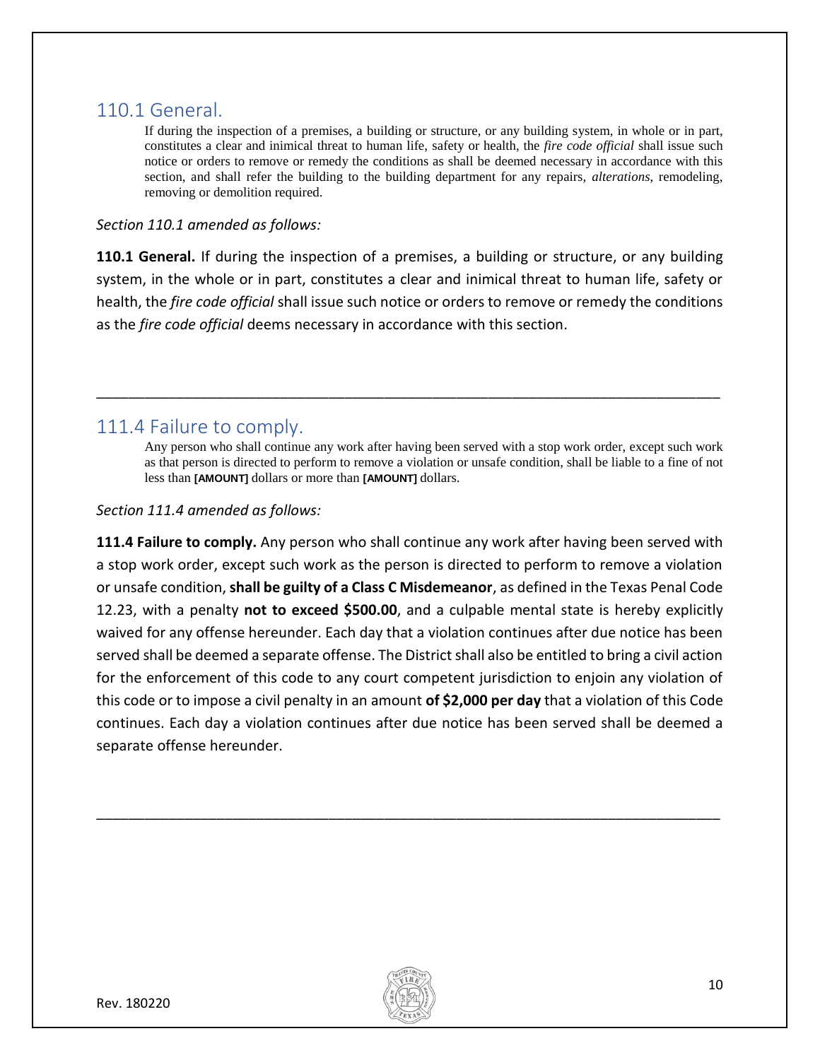## 110.1 General.

If during the inspection of a premises, a building or structure, or any building system, in whole or in part, constitutes a clear and inimical threat to human life, safety or health, the *fire code official* shall issue such notice or orders to remove or remedy the conditions as shall be deemed necessary in accordance with this section, and shall refer the building to the building department for any repairs, *alterations*, remodeling, removing or demolition required.

*Section 110.1 amended as follows:*

**110.1 General.** If during the inspection of a premises, a building or structure, or any building system, in the whole or in part, constitutes a clear and inimical threat to human life, safety or health, the *fire code official* shall issue such notice or orders to remove or remedy the conditions as the *fire code official* deems necessary in accordance with this section.

---

## 111.4 Failure to comply.

Any person who shall continue any work after having been served with a stop work order, except such work as that person is directed to perform to remove a violation or unsafe condition, shall be liable to a fine of not less than **[AMOUNT]** dollars or more than **[AMOUNT]** dollars.

*Section 111.4 amended as follows:*

**111.4 Failure to comply.** Any person who shall continue any work after having been served with a stop work order, except such work as the person is directed to perform to remove a violation or unsafe condition, **shall be guilty of a Class C Misdemeanor**, as defined in the Texas Penal Code 12.23, with a penalty **not to exceed $500.00**, and a culpable mental state is hereby explicitly waived for any offense hereunder. Each day that a violation continues after due notice has been served shall be deemed a separate offense. The District shall also be entitled to bring a civil action for the enforcement of this code to any court competent jurisdiction to enjoin any violation of this code or to impose a civil penalty in an amount **of $2,000 per day** that a violation of this Code continues. Each day a violation continues after due notice has been served shall be deemed a separate offense hereunder.

---

Rev. 180220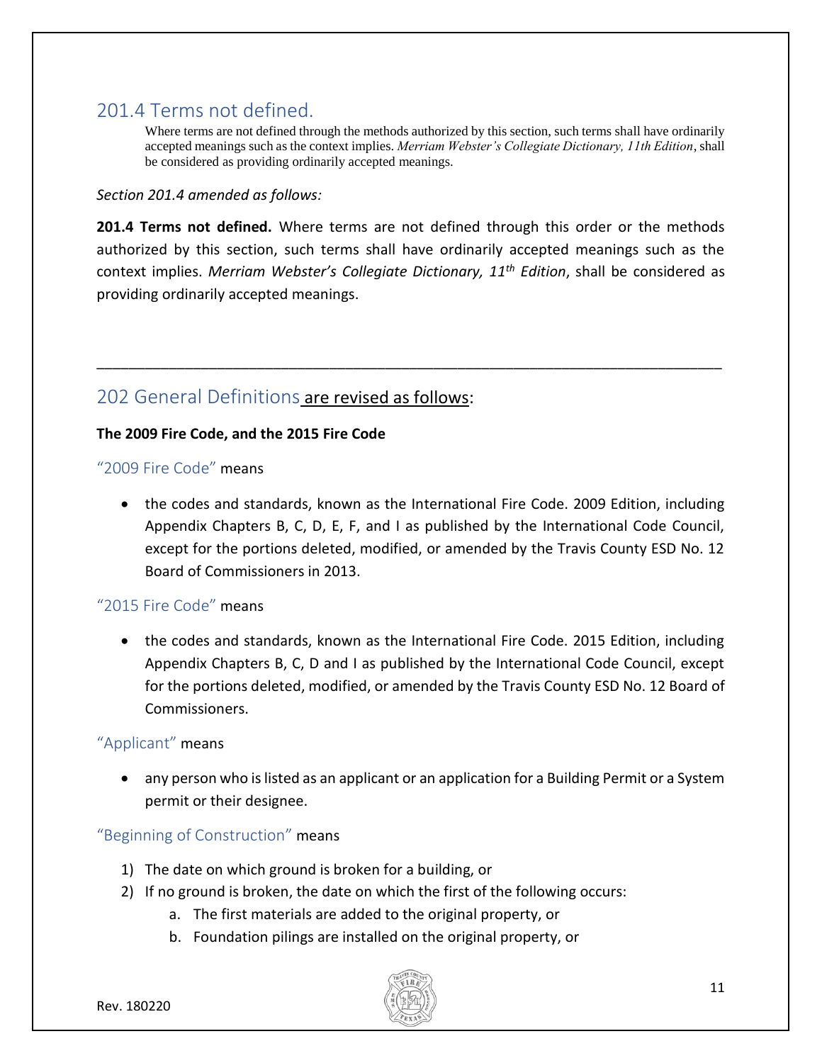## 201.4 Terms not defined.

Where terms are not defined through the methods authorized by this section, such terms shall have ordinarily accepted meanings such as the context implies. *Merriam Webster's Collegiate Dictionary, 11th Edition*, shall be considered as providing ordinarily accepted meanings.

*Section 201.4 amended as follows:*

**201.4 Terms not defined.** Where terms are not defined through this order or the methods authorized by this section, such terms shall have ordinarily accepted meanings such as the context implies. *Merriam Webster's Collegiate Dictionary, 11th Edition*, shall be considered as providing ordinarily accepted meanings.

---

## 202 General Definitions are revised as follows:

**The 2009 Fire Code, and the 2015 Fire Code**

### "2009 Fire Code" means

- the codes and standards, known as the International Fire Code. 2009 Edition, including Appendix Chapters B, C, D, E, F, and I as published by the International Code Council, except for the portions deleted, modified, or amended by the Travis County ESD No. 12 Board of Commissioners in 2013.

### "2015 Fire Code" means

- the codes and standards, known as the International Fire Code. 2015 Edition, including Appendix Chapters B, C, D and I as published by the International Code Council, except for the portions deleted, modified, or amended by the Travis County ESD No. 12 Board of Commissioners.

### "Applicant" means

- any person who is listed as an applicant or an application for a Building Permit or a System permit or their designee.

### "Beginning of Construction" means

1) The date on which ground is broken for a building, or
2) If no ground is broken, the date on which the first of the following occurs:
    a. The first materials are added to the original property, or
    b. Foundation pilings are installed on the original property, or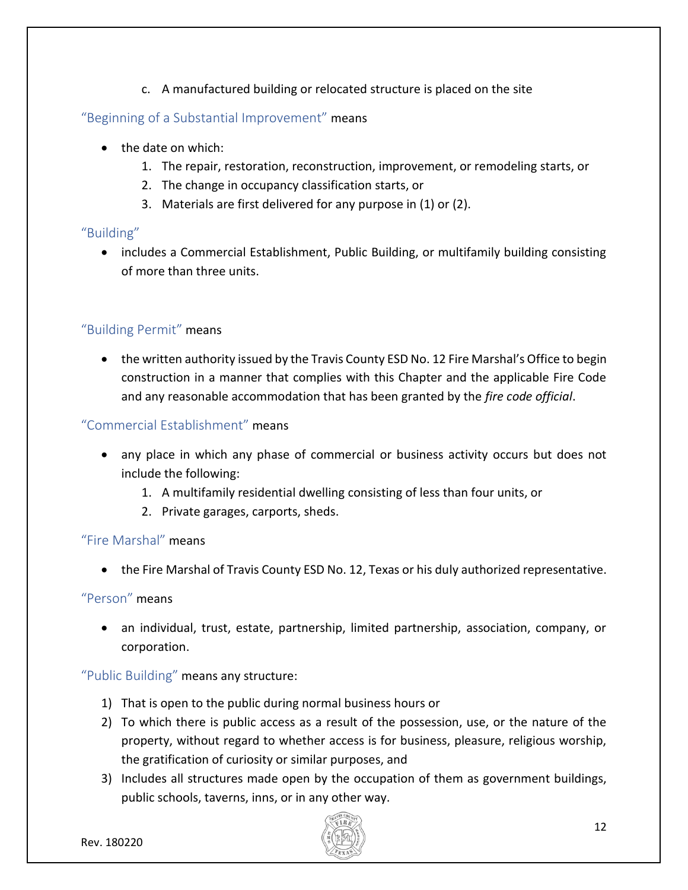c. A manufactured building or relocated structure is placed on the site

"Beginning of a Substantial Improvement" means

- the date on which:
    1. The repair, restoration, reconstruction, improvement, or remodeling starts, or
    2. The change in occupancy classification starts, or
    3. Materials are first delivered for any purpose in (1) or (2).

"Building"

- includes a Commercial Establishment, Public Building, or multifamily building consisting of more than three units.

"Building Permit" means

- the written authority issued by the Travis County ESD No. 12 Fire Marshal's Office to begin construction in a manner that complies with this Chapter and the applicable Fire Code and any reasonable accommodation that has been granted by the *fire code official*.

"Commercial Establishment" means

- any place in which any phase of commercial or business activity occurs but does not include the following:
    1. A multifamily residential dwelling consisting of less than four units, or
    2. Private garages, carports, sheds.

"Fire Marshal" means

- the Fire Marshal of Travis County ESD No. 12, Texas or his duly authorized representative.

"Person" means

- an individual, trust, estate, partnership, limited partnership, association, company, or corporation.

"Public Building" means any structure:

1) That is open to the public during normal business hours or
2) To which there is public access as a result of the possession, use, or the nature of the property, without regard to whether access is for business, pleasure, religious worship, the gratification of curiosity or similar purposes, and
3) Includes all structures made open by the occupation of them as government buildings, public schools, taverns, inns, or in any other way.

Rev. 180220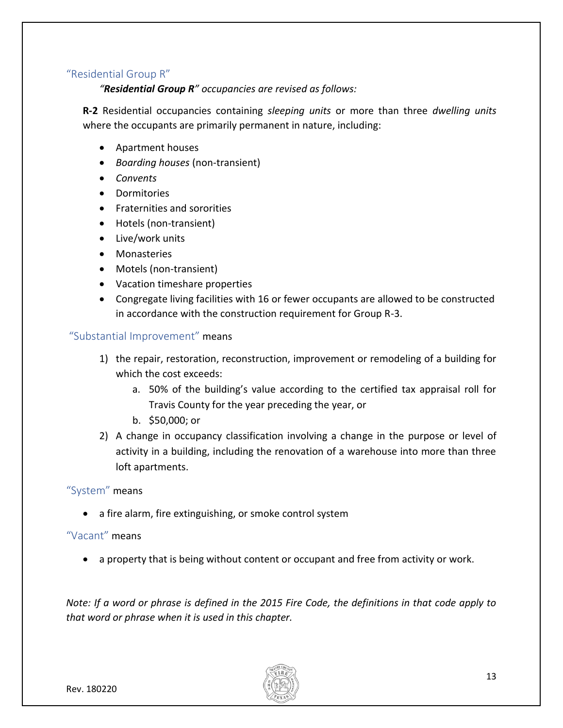### "Residential Group R"

*"**Residential Group R**" occupancies are revised as follows:*

**R-2** Residential occupancies containing *sleeping units* or more than three *dwelling units* where the occupants are primarily permanent in nature, including:

- Apartment houses
- *Boarding houses* (non-transient)
- *Convents*
- Dormitories
- Fraternities and sororities
- Hotels (non-transient)
- Live/work units
- Monasteries
- Motels (non-transient)
- Vacation timeshare properties
- Congregate living facilities with 16 or fewer occupants are allowed to be constructed in accordance with the construction requirement for Group R-3.

### "Substantial Improvement" means

1) the repair, restoration, reconstruction, improvement or remodeling of a building for which the cost exceeds:
   a. 50% of the building's value according to the certified tax appraisal roll for Travis County for the year preceding the year, or
   b. $50,000; or
2) A change in occupancy classification involving a change in the purpose or level of activity in a building, including the renovation of a warehouse into more than three loft apartments.

### "System" means

- a fire alarm, fire extinguishing, or smoke control system

### "Vacant" means

- a property that is being without content or occupant and free from activity or work.

*Note: If a word or phrase is defined in the 2015 Fire Code, the definitions in that code apply to that word or phrase when it is used in this chapter.*

Rev. 180220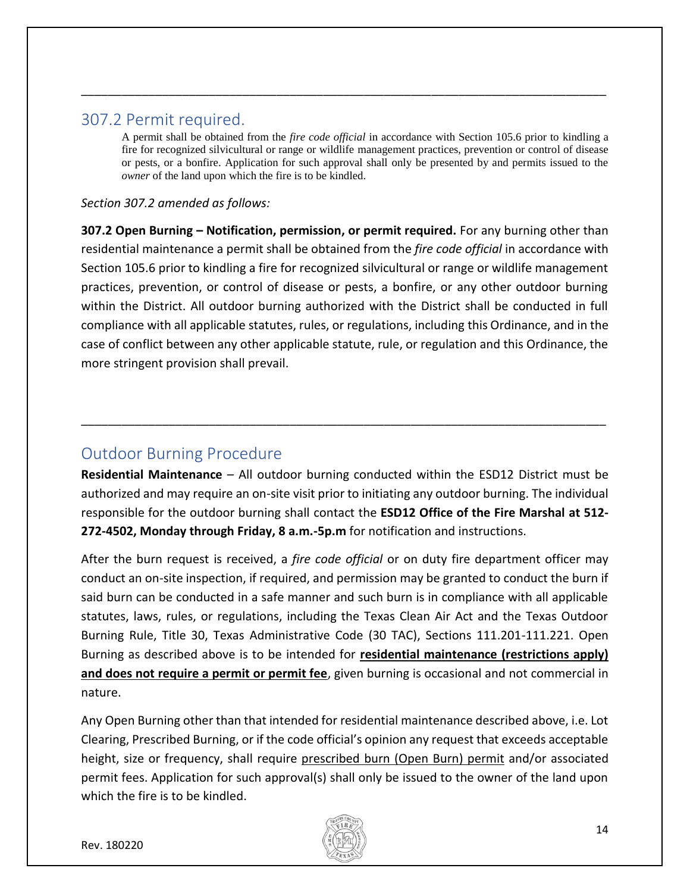## 307.2 Permit required.

> A permit shall be obtained from the *fire code official* in accordance with Section 105.6 prior to kindling a fire for recognized silvicultural or range or wildlife management practices, prevention or control of disease or pests, or a bonfire. Application for such approval shall only be presented by and permits issued to the *owner* of the land upon which the fire is to be kindled.

*Section 307.2 amended as follows:*

**307.2 Open Burning – Notification, permission, or permit required.** For any burning other than residential maintenance a permit shall be obtained from the *fire code official* in accordance with Section 105.6 prior to kindling a fire for recognized silvicultural or range or wildlife management practices, prevention, or control of disease or pests, a bonfire, or any other outdoor burning within the District. All outdoor burning authorized with the District shall be conducted in full compliance with all applicable statutes, rules, or regulations, including this Ordinance, and in the case of conflict between any other applicable statute, rule, or regulation and this Ordinance, the more stringent provision shall prevail.

---

## Outdoor Burning Procedure

**Residential Maintenance** – All outdoor burning conducted within the ESD12 District must be authorized and may require an on-site visit prior to initiating any outdoor burning. The individual responsible for the outdoor burning shall contact the **ESD12 Office of the Fire Marshal at 512-272-4502, Monday through Friday, 8 a.m.-5p.m** for notification and instructions.

After the burn request is received, a *fire code official* or on duty fire department officer may conduct an on-site inspection, if required, and permission may be granted to conduct the burn if said burn can be conducted in a safe manner and such burn is in compliance with all applicable statutes, laws, rules, or regulations, including the Texas Clean Air Act and the Texas Outdoor Burning Rule, Title 30, Texas Administrative Code (30 TAC), Sections 111.201-111.221. Open Burning as described above is to be intended for **residential maintenance (restrictions apply) and does not require a permit or permit fee**, given burning is occasional and not commercial in nature.

Any Open Burning other than that intended for residential maintenance described above, i.e. Lot Clearing, Prescribed Burning, or if the code official's opinion any request that exceeds acceptable height, size or frequency, shall require prescribed burn (Open Burn) permit and/or associated permit fees. Application for such approval(s) shall only be issued to the owner of the land upon which the fire is to be kindled.

Rev. 180220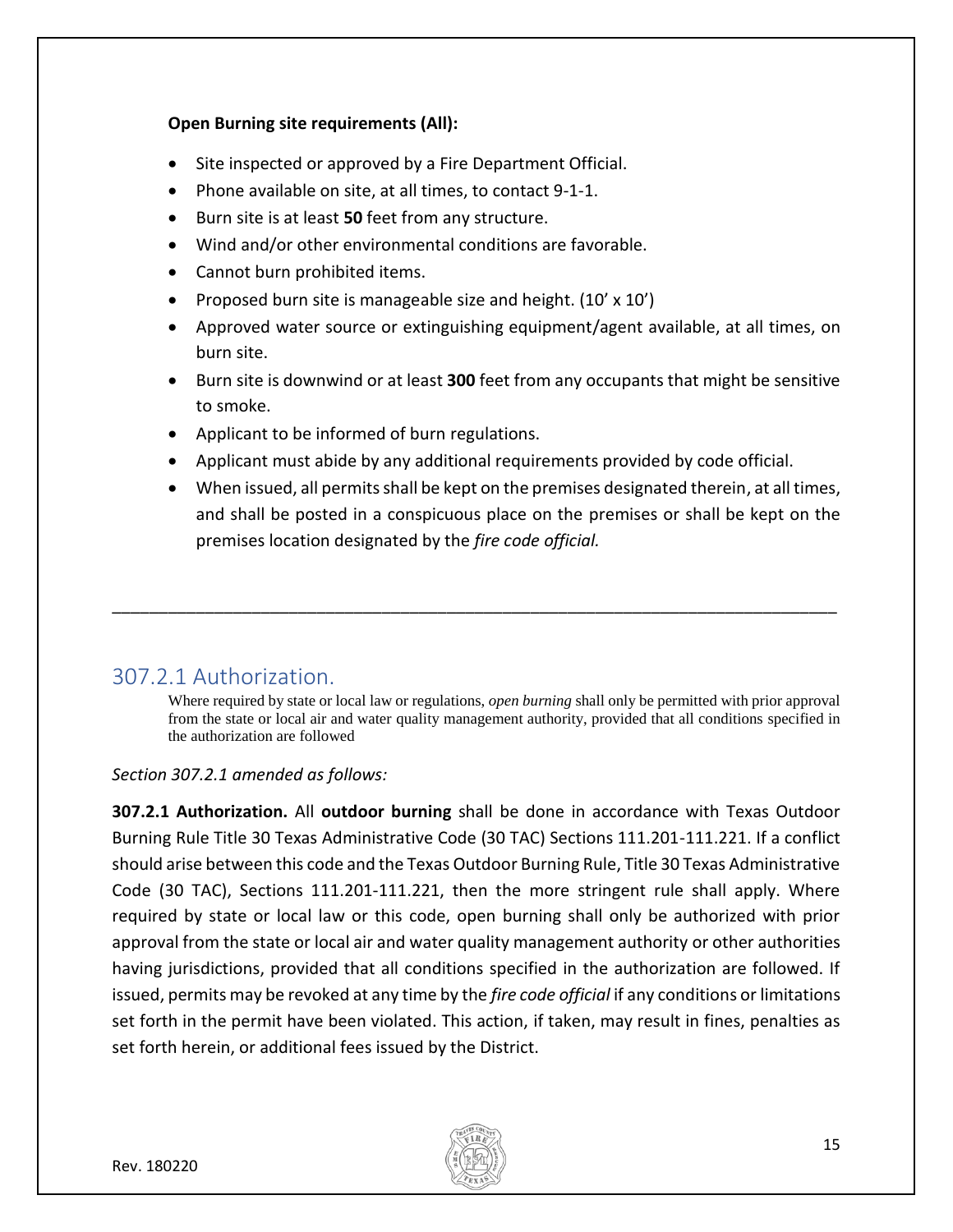**Open Burning site requirements (All):**

- Site inspected or approved by a Fire Department Official.
- Phone available on site, at all times, to contact 9-1-1.
- Burn site is at least **50** feet from any structure.
- Wind and/or other environmental conditions are favorable.
- Cannot burn prohibited items.
- Proposed burn site is manageable size and height. (10' x 10')
- Approved water source or extinguishing equipment/agent available, at all times, on burn site.
- Burn site is downwind or at least **300** feet from any occupants that might be sensitive to smoke.
- Applicant to be informed of burn regulations.
- Applicant must abide by any additional requirements provided by code official.
- When issued, all permits shall be kept on the premises designated therein, at all times, and shall be posted in a conspicuous place on the premises or shall be kept on the premises location designated by the *fire code official.*

---

## 307.2.1 Authorization.

Where required by state or local law or regulations, *open burning* shall only be permitted with prior approval from the state or local air and water quality management authority, provided that all conditions specified in the authorization are followed

*Section 307.2.1 amended as follows:*

**307.2.1 Authorization.** All **outdoor burning** shall be done in accordance with Texas Outdoor Burning Rule Title 30 Texas Administrative Code (30 TAC) Sections 111.201-111.221. If a conflict should arise between this code and the Texas Outdoor Burning Rule, Title 30 Texas Administrative Code (30 TAC), Sections 111.201-111.221, then the more stringent rule shall apply. Where required by state or local law or this code, open burning shall only be authorized with prior approval from the state or local air and water quality management authority or other authorities having jurisdictions, provided that all conditions specified in the authorization are followed. If issued, permits may be revoked at any time by the *fire code official* if any conditions or limitations set forth in the permit have been violated. This action, if taken, may result in fines, penalties as set forth herein, or additional fees issued by the District.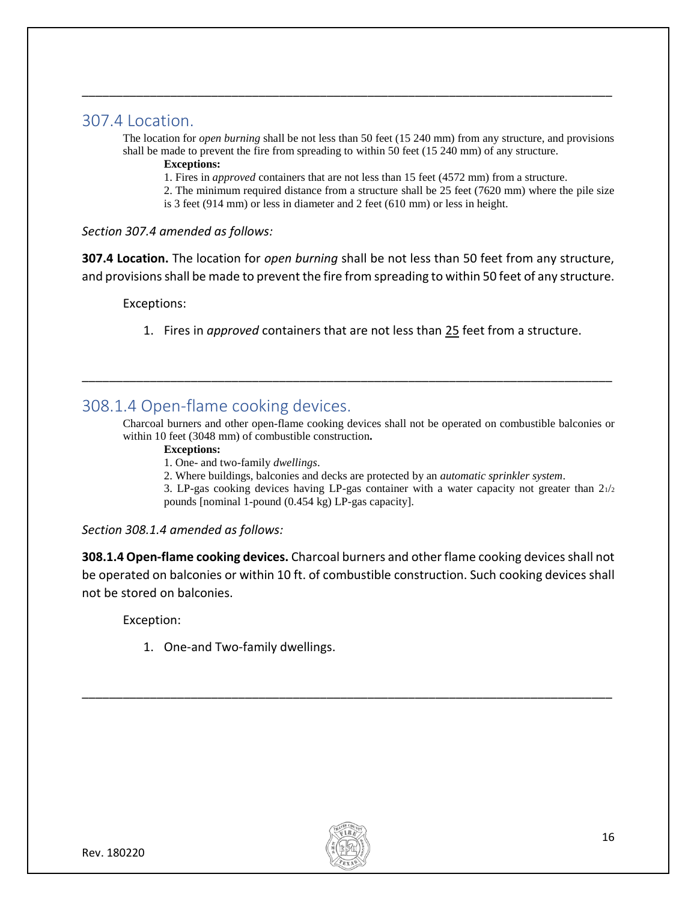---

## 307.4 Location.

The location for *open burning* shall be not less than 50 feet (15 240 mm) from any structure, and provisions shall be made to prevent the fire from spreading to within 50 feet (15 240 mm) of any structure.

**Exceptions:**

1. Fires in *approved* containers that are not less than 15 feet (4572 mm) from a structure.
2. The minimum required distance from a structure shall be 25 feet (7620 mm) where the pile size is 3 feet (914 mm) or less in diameter and 2 feet (610 mm) or less in height.

*Section 307.4 amended as follows:*

**307.4 Location.** The location for *open burning* shall be not less than 50 feet from any structure, and provisions shall be made to prevent the fire from spreading to within 50 feet of any structure.

Exceptions:

1. Fires in *approved* containers that are not less than <u>25</u> feet from a structure.

---

## 308.1.4 Open-flame cooking devices.

Charcoal burners and other open-flame cooking devices shall not be operated on combustible balconies or within 10 feet (3048 mm) of combustible construction**.**

**Exceptions:**

1. One- and two-family *dwellings*.
2. Where buildings, balconies and decks are protected by an *automatic sprinkler system*.
3. LP-gas cooking devices having LP-gas container with a water capacity not greater than $2\frac{1}{2}$ pounds [nominal 1-pound (0.454 kg) LP-gas capacity].

*Section 308.1.4 amended as follows:*

**308.1.4 Open-flame cooking devices.** Charcoal burners and other flame cooking devices shall not be operated on balconies or within 10 ft. of combustible construction. Such cooking devices shall not be stored on balconies.

Exception:

1. One-and Two-family dwellings.

---

Rev. 180220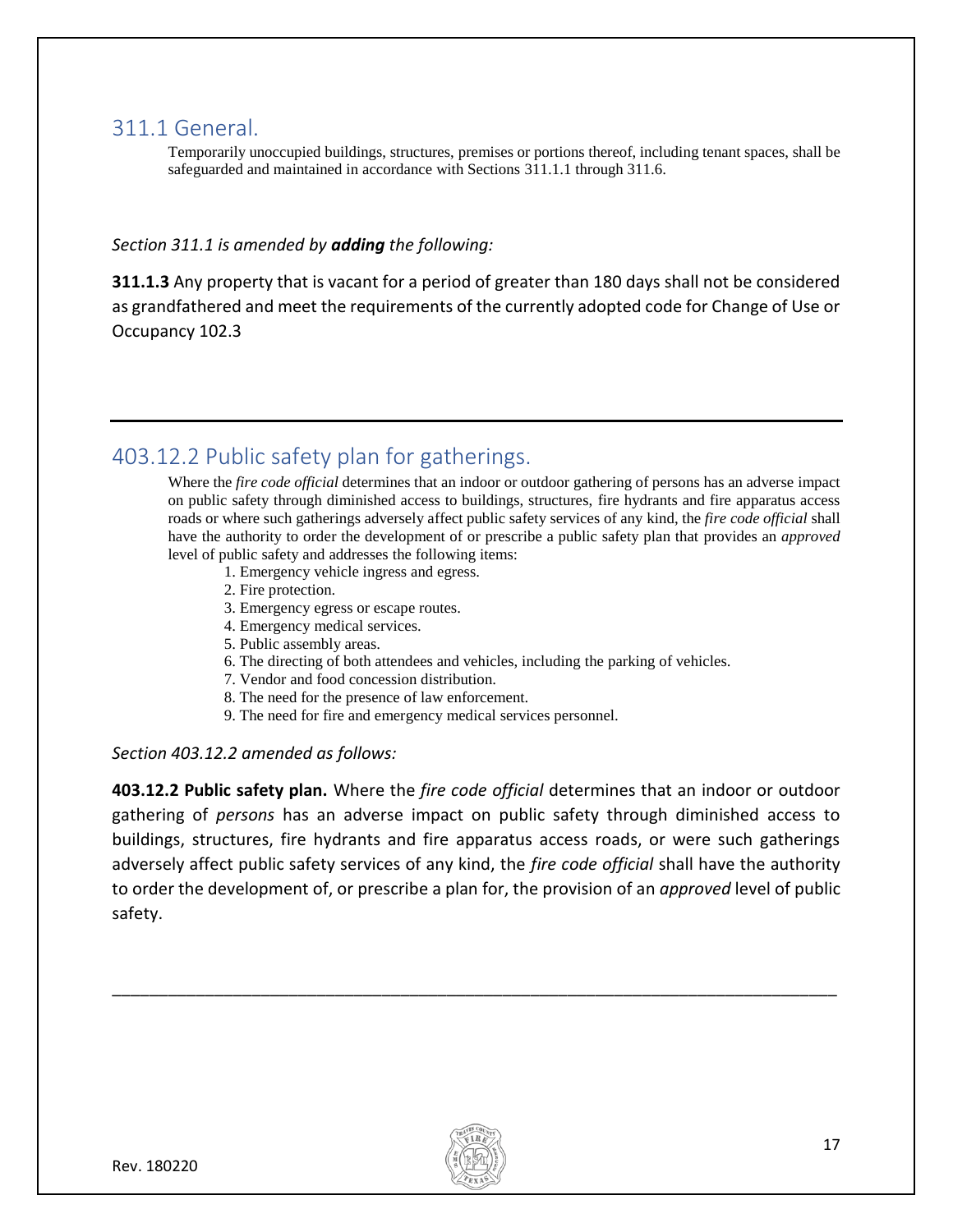## 311.1 General.

Temporarily unoccupied buildings, structures, premises or portions thereof, including tenant spaces, shall be safeguarded and maintained in accordance with Sections 311.1.1 through 311.6.

*Section 311.1 is amended by* ***adding*** *the following:*

**311.1.3** Any property that is vacant for a period of greater than 180 days shall not be considered as grandfathered and meet the requirements of the currently adopted code for Change of Use or Occupancy 102.3

---

## 403.12.2 Public safety plan for gatherings.

Where the *fire code official* determines that an indoor or outdoor gathering of persons has an adverse impact on public safety through diminished access to buildings, structures, fire hydrants and fire apparatus access roads or where such gatherings adversely affect public safety services of any kind, the *fire code official* shall have the authority to order the development of or prescribe a public safety plan that provides an *approved* level of public safety and addresses the following items:

1. Emergency vehicle ingress and egress.
2. Fire protection.
3. Emergency egress or escape routes.
4. Emergency medical services.
5. Public assembly areas.
6. The directing of both attendees and vehicles, including the parking of vehicles.
7. Vendor and food concession distribution.
8. The need for the presence of law enforcement.
9. The need for fire and emergency medical services personnel.

*Section 403.12.2 amended as follows:*

**403.12.2 Public safety plan.** Where the *fire code official* determines that an indoor or outdoor gathering of *persons* has an adverse impact on public safety through diminished access to buildings, structures, fire hydrants and fire apparatus access roads, or were such gatherings adversely affect public safety services of any kind, the *fire code official* shall have the authority to order the development of, or prescribe a plan for, the provision of an *approved* level of public safety.

---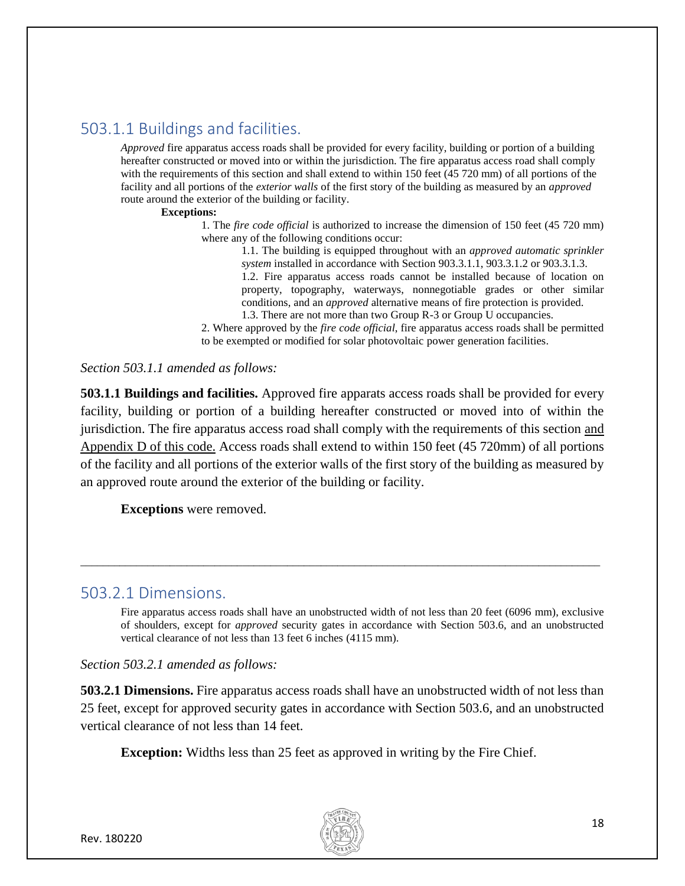## 503.1.1 Buildings and facilities.

*Approved* fire apparatus access roads shall be provided for every facility, building or portion of a building hereafter constructed or moved into or within the jurisdiction. The fire apparatus access road shall comply with the requirements of this section and shall extend to within 150 feet (45 720 mm) of all portions of the facility and all portions of the *exterior walls* of the first story of the building as measured by an *approved* route around the exterior of the building or facility.

**Exceptions:**

1. The *fire code official* is authorized to increase the dimension of 150 feet (45 720 mm) where any of the following conditions occur:
   1.1. The building is equipped throughout with an *approved automatic sprinkler system* installed in accordance with Section 903.3.1.1, 903.3.1.2 or 903.3.1.3.
   1.2. Fire apparatus access roads cannot be installed because of location on property, topography, waterways, nonnegotiable grades or other similar conditions, and an *approved* alternative means of fire protection is provided.
   1.3. There are not more than two Group R-3 or Group U occupancies.
2. Where approved by the *fire code official*, fire apparatus access roads shall be permitted to be exempted or modified for solar photovoltaic power generation facilities.

*Section 503.1.1 amended as follows:*

**503.1.1 Buildings and facilities.** Approved fire apparats access roads shall be provided for every facility, building or portion of a building hereafter constructed or moved into of within the jurisdiction. The fire apparatus access road shall comply with the requirements of this section <u>and Appendix D of this code.</u> Access roads shall extend to within 150 feet (45 720mm) of all portions of the facility and all portions of the exterior walls of the first story of the building as measured by an approved route around the exterior of the building or facility.

**Exceptions** were removed.

---

## 503.2.1 Dimensions.

Fire apparatus access roads shall have an unobstructed width of not less than 20 feet (6096 mm), exclusive of shoulders, except for *approved* security gates in accordance with Section 503.6, and an unobstructed vertical clearance of not less than 13 feet 6 inches (4115 mm).

*Section 503.2.1 amended as follows:*

**503.2.1 Dimensions.** Fire apparatus access roads shall have an unobstructed width of not less than 25 feet, except for approved security gates in accordance with Section 503.6, and an unobstructed vertical clearance of not less than 14 feet.

**Exception:** Widths less than 25 feet as approved in writing by the Fire Chief.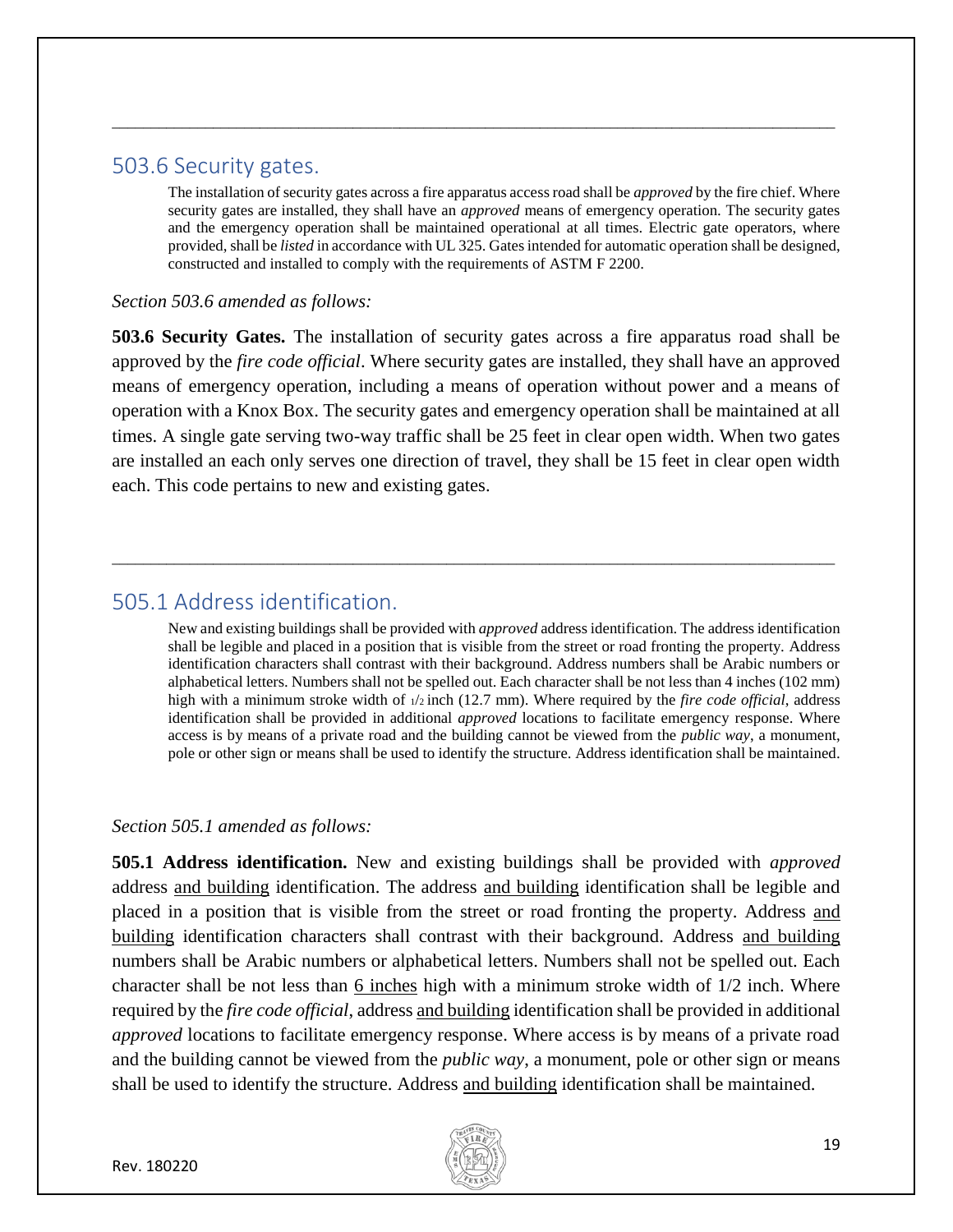## 503.6 Security gates.

> The installation of security gates across a fire apparatus access road shall be *approved* by the fire chief. Where security gates are installed, they shall have an *approved* means of emergency operation. The security gates and the emergency operation shall be maintained operational at all times. Electric gate operators, where provided, shall be *listed* in accordance with UL 325. Gates intended for automatic operation shall be designed, constructed and installed to comply with the requirements of ASTM F 2200.

*Section 503.6 amended as follows:*

**503.6 Security Gates.** The installation of security gates across a fire apparatus road shall be approved by the *fire code official*. Where security gates are installed, they shall have an approved means of emergency operation, including a means of operation without power and a means of operation with a Knox Box. The security gates and emergency operation shall be maintained at all times. A single gate serving two-way traffic shall be 25 feet in clear open width. When two gates are installed an each only serves one direction of travel, they shall be 15 feet in clear open width each. This code pertains to new and existing gates.

## 505.1 Address identification.

> New and existing buildings shall be provided with *approved* address identification. The address identification shall be legible and placed in a position that is visible from the street or road fronting the property. Address identification characters shall contrast with their background. Address numbers shall be Arabic numbers or alphabetical letters. Numbers shall not be spelled out. Each character shall be not less than 4 inches (102 mm) high with a minimum stroke width of 1/2 inch (12.7 mm). Where required by the *fire code official*, address identification shall be provided in additional *approved* locations to facilitate emergency response. Where access is by means of a private road and the building cannot be viewed from the *public way*, a monument, pole or other sign or means shall be used to identify the structure. Address identification shall be maintained.

*Section 505.1 amended as follows:*

**505.1 Address identification.** New and existing buildings shall be provided with *approved* address <u>and building</u> identification. The address <u>and building</u> identification shall be legible and placed in a position that is visible from the street or road fronting the property. Address <u>and building</u> identification characters shall contrast with their background. Address <u>and building</u> numbers shall be Arabic numbers or alphabetical letters. Numbers shall not be spelled out. Each character shall be not less than <u>6 inches</u> high with a minimum stroke width of 1/2 inch. Where required by the *fire code official*, address <u>and building</u> identification shall be provided in additional *approved* locations to facilitate emergency response. Where access is by means of a private road and the building cannot be viewed from the *public way*, a monument, pole or other sign or means shall be used to identify the structure. Address <u>and building</u> identification shall be maintained.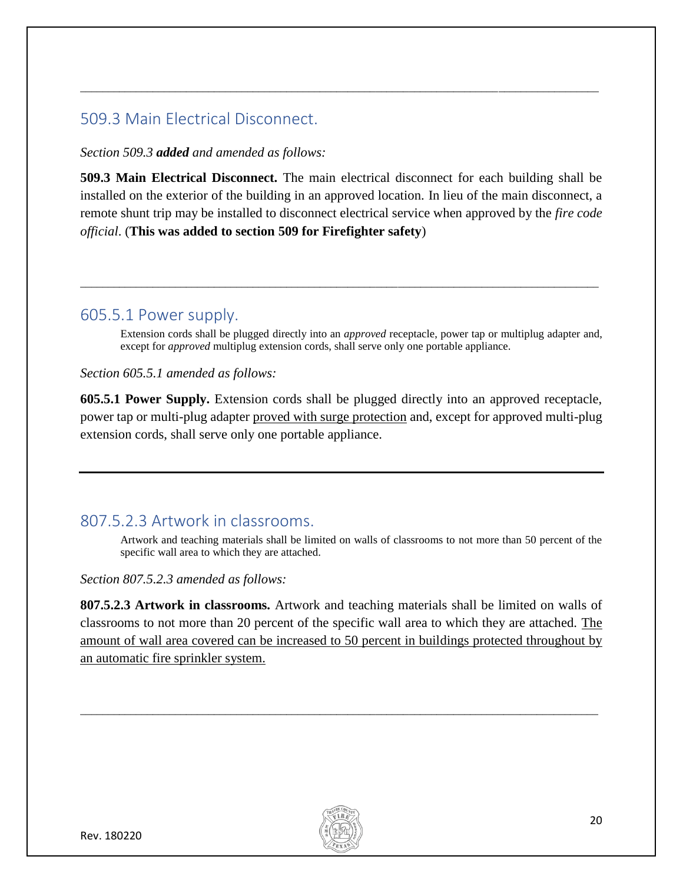## 509.3 Main Electrical Disconnect.

*Section 509.3* ***added*** *and amended as follows:*

**509.3 Main Electrical Disconnect.** The main electrical disconnect for each building shall be installed on the exterior of the building in an approved location. In lieu of the main disconnect, a remote shunt trip may be installed to disconnect electrical service when approved by the *fire code official*. (**This was added to section 509 for Firefighter safety**)

---

## 605.5.1 Power supply.

> Extension cords shall be plugged directly into an *approved* receptacle, power tap or multiplug adapter and, except for *approved* multiplug extension cords, shall serve only one portable appliance.

*Section 605.5.1 amended as follows:*

**605.5.1 Power Supply.** Extension cords shall be plugged directly into an approved receptacle, power tap or multi-plug adapter <u>proved with surge protection</u> and, except for approved multi-plug extension cords, shall serve only one portable appliance.

---

## 807.5.2.3 Artwork in classrooms.

> Artwork and teaching materials shall be limited on walls of classrooms to not more than 50 percent of the specific wall area to which they are attached.

*Section 807.5.2.3 amended as follows:*

**807.5.2.3 Artwork in classrooms.** Artwork and teaching materials shall be limited on walls of classrooms to not more than 20 percent of the specific wall area to which they are attached. <u>The amount of wall area covered can be increased to 50 percent in buildings protected throughout by an automatic fire sprinkler system.</u>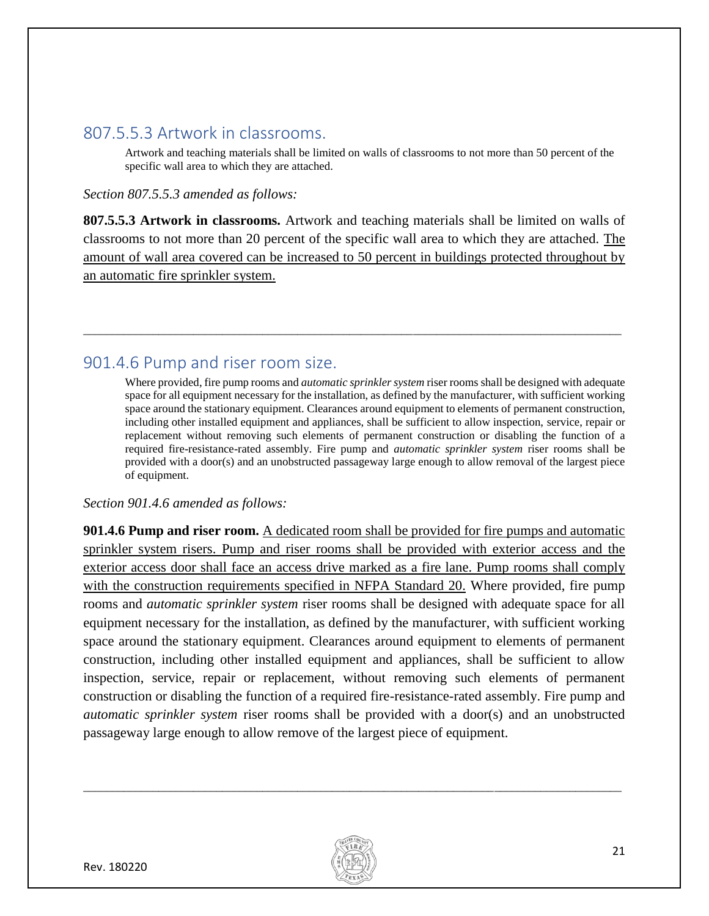## 807.5.5.3 Artwork in classrooms.

> Artwork and teaching materials shall be limited on walls of classrooms to not more than 50 percent of the specific wall area to which they are attached.

*Section 807.5.5.3 amended as follows:*

**807.5.5.3 Artwork in classrooms.** Artwork and teaching materials shall be limited on walls of classrooms to not more than 20 percent of the specific wall area to which they are attached. <u>The amount of wall area covered can be increased to 50 percent in buildings protected throughout by an automatic fire sprinkler system.</u>

---

## 901.4.6 Pump and riser room size.

> Where provided, fire pump rooms and *automatic sprinkler system* riser rooms shall be designed with adequate space for all equipment necessary for the installation, as defined by the manufacturer, with sufficient working space around the stationary equipment. Clearances around equipment to elements of permanent construction, including other installed equipment and appliances, shall be sufficient to allow inspection, service, repair or replacement without removing such elements of permanent construction or disabling the function of a required fire-resistance-rated assembly. Fire pump and *automatic sprinkler system* riser rooms shall be provided with a door(s) and an unobstructed passageway large enough to allow removal of the largest piece of equipment.

*Section 901.4.6 amended as follows:*

**901.4.6 Pump and riser room.** <u>A dedicated room shall be provided for fire pumps and automatic sprinkler system risers. Pump and riser rooms shall be provided with exterior access and the exterior access door shall face an access drive marked as a fire lane. Pump rooms shall comply with the construction requirements specified in NFPA Standard 20.</u> Where provided, fire pump rooms and *automatic sprinkler system* riser rooms shall be designed with adequate space for all equipment necessary for the installation, as defined by the manufacturer, with sufficient working space around the stationary equipment. Clearances around equipment to elements of permanent construction, including other installed equipment and appliances, shall be sufficient to allow inspection, service, repair or replacement, without removing such elements of permanent construction or disabling the function of a required fire-resistance-rated assembly. Fire pump and *automatic sprinkler system* riser rooms shall be provided with a door(s) and an unobstructed passageway large enough to allow remove of the largest piece of equipment.

---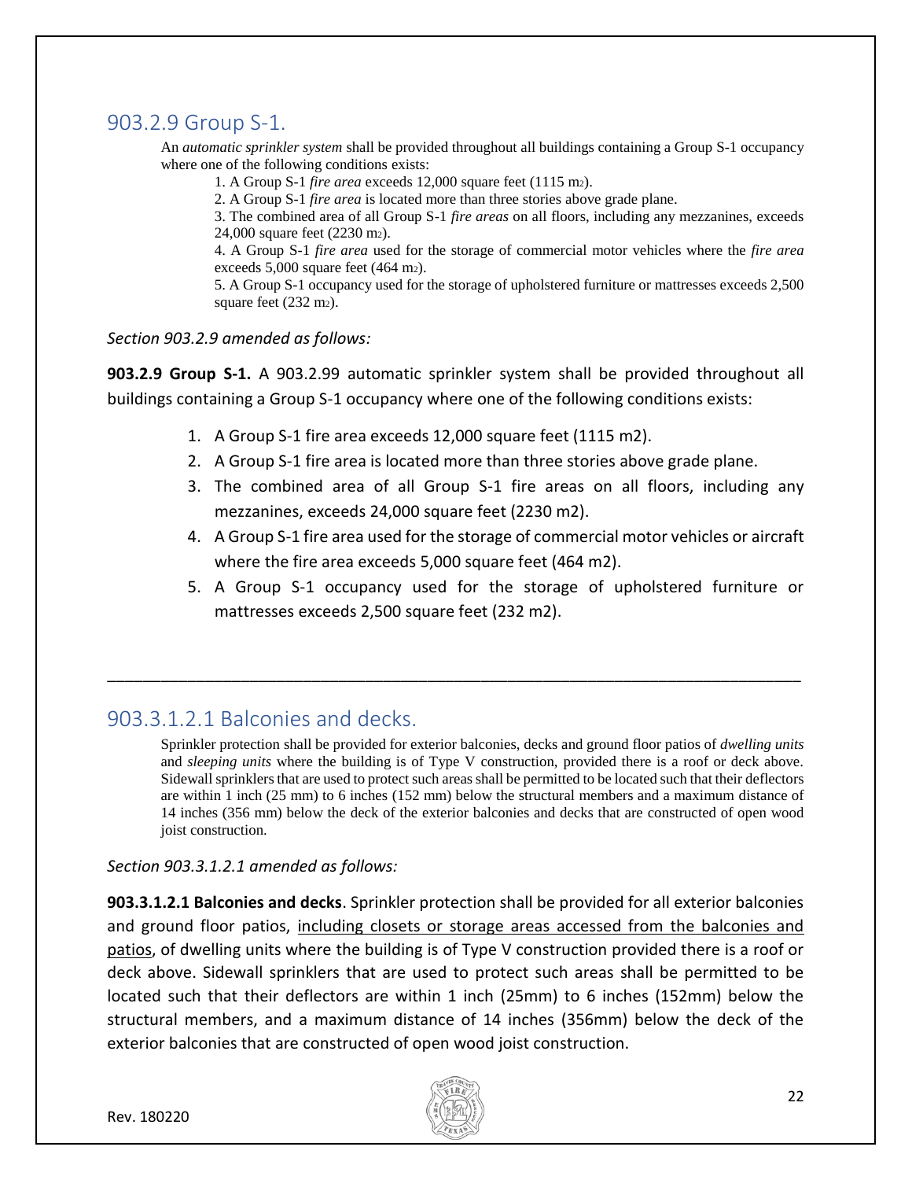## 903.2.9 Group S-1.

An *automatic sprinkler system* shall be provided throughout all buildings containing a Group S-1 occupancy where one of the following conditions exists:

1. A Group S-1 *fire area* exceeds 12,000 square feet (1115 $m_2$).
2. A Group S-1 *fire area* is located more than three stories above grade plane.
3. The combined area of all Group S-1 *fire areas* on all floors, including any mezzanines, exceeds 24,000 square feet (2230 $m_2$).
4. A Group S-1 *fire area* used for the storage of commercial motor vehicles where the *fire area* exceeds 5,000 square feet (464 $m_2$).
5. A Group S-1 occupancy used for the storage of upholstered furniture or mattresses exceeds 2,500 square feet (232 $m_2$).

*Section 903.2.9 amended as follows:*

**903.2.9 Group S-1.** A 903.2.99 automatic sprinkler system shall be provided throughout all buildings containing a Group S-1 occupancy where one of the following conditions exists:

1. A Group S-1 fire area exceeds 12,000 square feet (1115 m2).
2. A Group S-1 fire area is located more than three stories above grade plane.
3. The combined area of all Group S-1 fire areas on all floors, including any mezzanines, exceeds 24,000 square feet (2230 m2).
4. A Group S-1 fire area used for the storage of commercial motor vehicles or aircraft where the fire area exceeds 5,000 square feet (464 m2).
5. A Group S-1 occupancy used for the storage of upholstered furniture or mattresses exceeds 2,500 square feet (232 m2).

---

## 903.3.1.2.1 Balconies and decks.

Sprinkler protection shall be provided for exterior balconies, decks and ground floor patios of *dwelling units* and *sleeping units* where the building is of Type V construction, provided there is a roof or deck above. Sidewall sprinklers that are used to protect such areas shall be permitted to be located such that their deflectors are within 1 inch (25 mm) to 6 inches (152 mm) below the structural members and a maximum distance of 14 inches (356 mm) below the deck of the exterior balconies and decks that are constructed of open wood joist construction.

*Section 903.3.1.2.1 amended as follows:*

**903.3.1.2.1 Balconies and decks**. Sprinkler protection shall be provided for all exterior balconies and ground floor patios, <u>including closets or storage areas accessed from the balconies and patios</u>, of dwelling units where the building is of Type V construction provided there is a roof or deck above. Sidewall sprinklers that are used to protect such areas shall be permitted to be located such that their deflectors are within 1 inch (25mm) to 6 inches (152mm) below the structural members, and a maximum distance of 14 inches (356mm) below the deck of the exterior balconies that are constructed of open wood joist construction.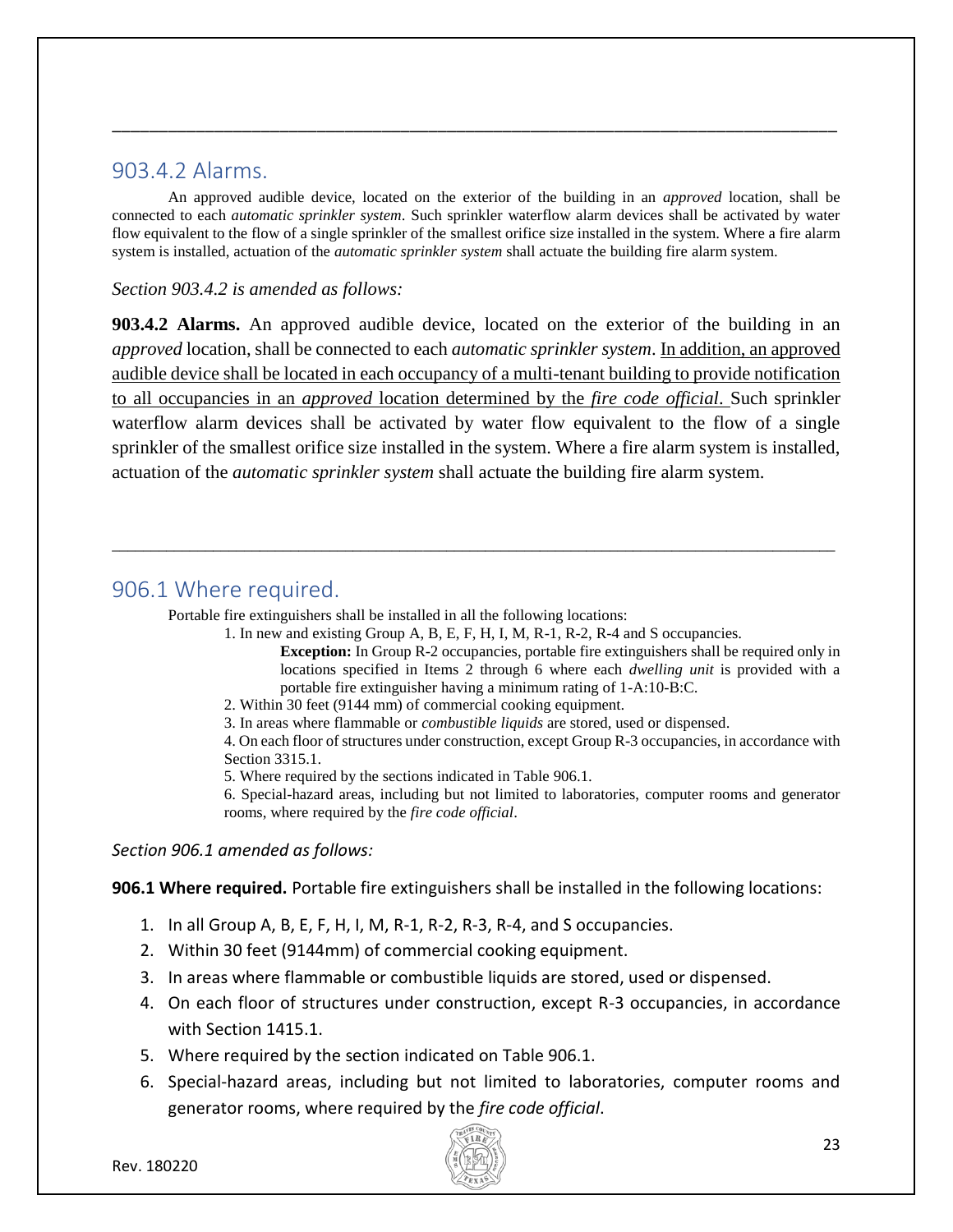---

## 903.4.2 Alarms.

An approved audible device, located on the exterior of the building in an *approved* location, shall be connected to each *automatic sprinkler system*. Such sprinkler waterflow alarm devices shall be activated by water flow equivalent to the flow of a single sprinkler of the smallest orifice size installed in the system. Where a fire alarm system is installed, actuation of the *automatic sprinkler system* shall actuate the building fire alarm system.

*Section 903.4.2 is amended as follows:*

**903.4.2 Alarms.** An approved audible device, located on the exterior of the building in an *approved* location, shall be connected to each *automatic sprinkler system*. <u>In addition, an approved audible device shall be located in each occupancy of a multi-tenant building to provide notification to all occupancies in an *approved* location determined by the *fire code official*.</u> Such sprinkler waterflow alarm devices shall be activated by water flow equivalent to the flow of a single sprinkler of the smallest orifice size installed in the system. Where a fire alarm system is installed, actuation of the *automatic sprinkler system* shall actuate the building fire alarm system.

---

## 906.1 Where required.

Portable fire extinguishers shall be installed in all the following locations:

1. In new and existing Group A, B, E, F, H, I, M, R-1, R-2, R-4 and S occupancies.

   **Exception:** In Group R-2 occupancies, portable fire extinguishers shall be required only in locations specified in Items 2 through 6 where each *dwelling unit* is provided with a portable fire extinguisher having a minimum rating of 1-A:10-B:C.

2. Within 30 feet (9144 mm) of commercial cooking equipment.
3. In areas where flammable or *combustible liquids* are stored, used or dispensed.
4. On each floor of structures under construction, except Group R-3 occupancies, in accordance with Section 3315.1.
5. Where required by the sections indicated in Table 906.1.
6. Special-hazard areas, including but not limited to laboratories, computer rooms and generator rooms, where required by the *fire code official*.

*Section 906.1 amended as follows:*

**906.1 Where required.** Portable fire extinguishers shall be installed in the following locations:

1. In all Group A, B, E, F, H, I, M, R-1, R-2, R-3, R-4, and S occupancies.
2. Within 30 feet (9144mm) of commercial cooking equipment.
3. In areas where flammable or combustible liquids are stored, used or dispensed.
4. On each floor of structures under construction, except R-3 occupancies, in accordance with Section 1415.1.
5. Where required by the section indicated on Table 906.1.
6. Special-hazard areas, including but not limited to laboratories, computer rooms and generator rooms, where required by the *fire code official*.

Rev. 180220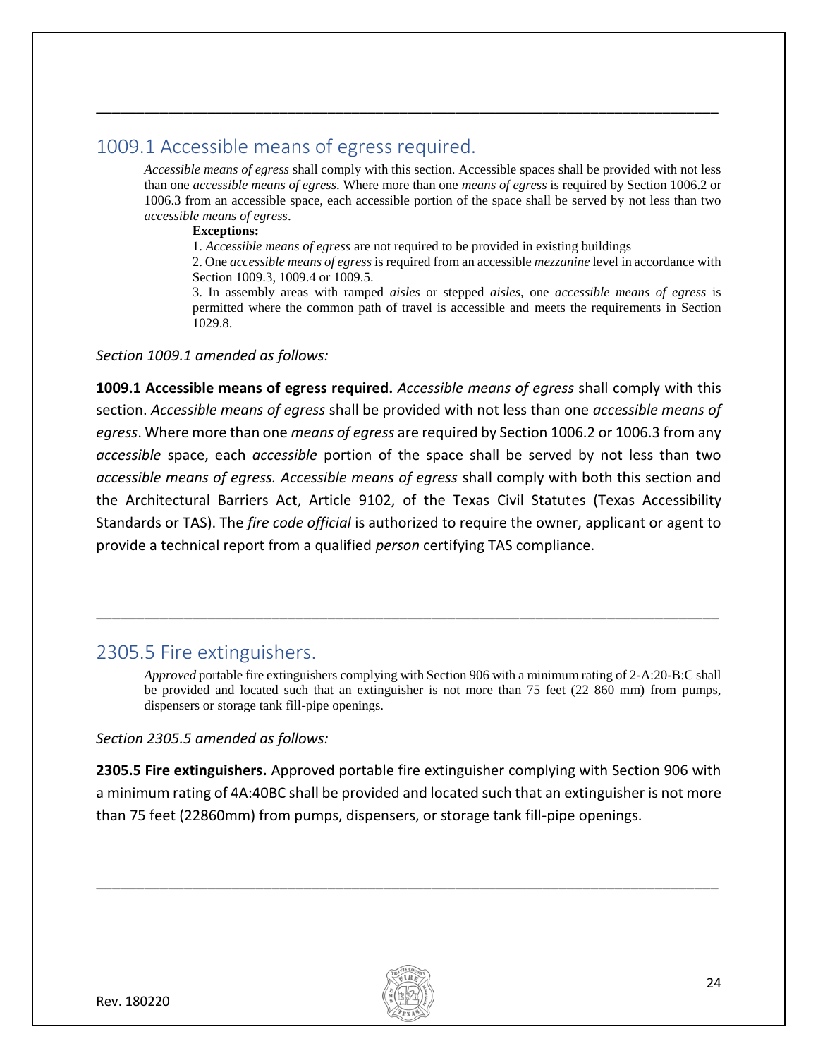---

## 1009.1 Accessible means of egress required.

> *Accessible means of egress* shall comply with this section. Accessible spaces shall be provided with not less than one *accessible means of egress*. Where more than one *means of egress* is required by Section 1006.2 or 1006.3 from an accessible space, each accessible portion of the space shall be served by not less than two *accessible means of egress*.
>
> **Exceptions:**
>
> 1. *Accessible means of egress* are not required to be provided in existing buildings
> 2. One *accessible means of egress* is required from an accessible *mezzanine* level in accordance with Section 1009.3, 1009.4 or 1009.5.
> 3. In assembly areas with ramped *aisles* or stepped *aisles*, one *accessible means of egress* is permitted where the common path of travel is accessible and meets the requirements in Section 1029.8.

*Section 1009.1 amended as follows:*

**1009.1 Accessible means of egress required.** *Accessible means of egress* shall comply with this section. *Accessible means of egress* shall be provided with not less than one *accessible means of egress*. Where more than one *means of egress* are required by Section 1006.2 or 1006.3 from any *accessible* space, each *accessible* portion of the space shall be served by not less than two *accessible means of egress. Accessible means of egress* shall comply with both this section and the Architectural Barriers Act, Article 9102, of the Texas Civil Statutes (Texas Accessibility Standards or TAS). The *fire code official* is authorized to require the owner, applicant or agent to provide a technical report from a qualified *person* certifying TAS compliance.

---

## 2305.5 Fire extinguishers.

> *Approved* portable fire extinguishers complying with Section 906 with a minimum rating of 2-A:20-B:C shall be provided and located such that an extinguisher is not more than 75 feet (22 860 mm) from pumps, dispensers or storage tank fill-pipe openings.

*Section 2305.5 amended as follows:*

**2305.5 Fire extinguishers.** Approved portable fire extinguisher complying with Section 906 with a minimum rating of 4A:40BC shall be provided and located such that an extinguisher is not more than 75 feet (22860mm) from pumps, dispensers, or storage tank fill-pipe openings.

---

Rev. 180220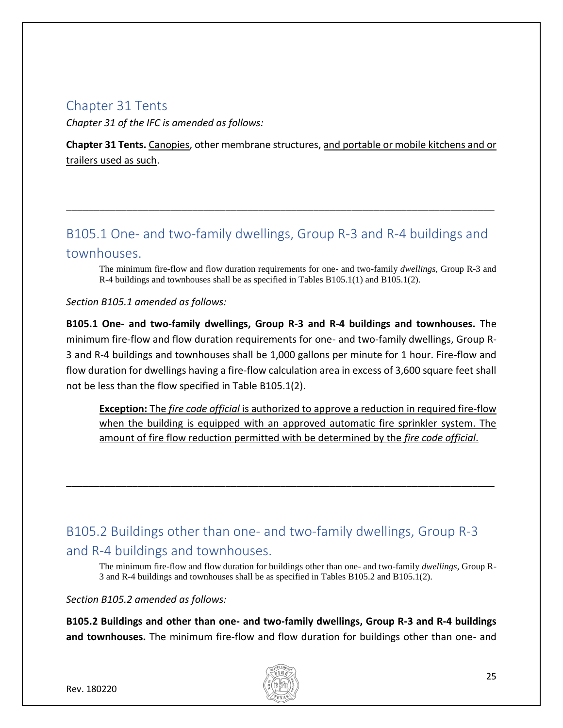## Chapter 31 Tents

*Chapter 31 of the IFC is amended as follows:*

**Chapter 31 Tents.** <u>Canopies</u>, other membrane structures, <u>and portable or mobile kitchens and or trailers used as such</u>.

---

## B105.1 One- and two-family dwellings, Group R-3 and R-4 buildings and townhouses.

> The minimum fire-flow and flow duration requirements for one- and two-family *dwellings*, Group R-3 and R-4 buildings and townhouses shall be as specified in Tables B105.1(1) and B105.1(2).

*Section B105.1 amended as follows:*

**B105.1 One- and two-family dwellings, Group R-3 and R-4 buildings and townhouses.** The minimum fire-flow and flow duration requirements for one- and two-family dwellings, Group R-3 and R-4 buildings and townhouses shall be 1,000 gallons per minute for 1 hour. Fire-flow and flow duration for dwellings having a fire-flow calculation area in excess of 3,600 square feet shall not be less than the flow specified in Table B105.1(2).

> <u>**Exception:** The *fire code official* is authorized to approve a reduction in required fire-flow when the building is equipped with an approved automatic fire sprinkler system. The amount of fire flow reduction permitted with be determined by the *fire code official*.</u>

---

## B105.2 Buildings other than one- and two-family dwellings, Group R-3 and R-4 buildings and townhouses.

> The minimum fire-flow and flow duration for buildings other than one- and two-family *dwellings*, Group R-3 and R-4 buildings and townhouses shall be as specified in Tables B105.2 and B105.1(2).

*Section B105.2 amended as follows:*

**B105.2 Buildings and other than one- and two-family dwellings, Group R-3 and R-4 buildings and townhouses.** The minimum fire-flow and flow duration for buildings other than one- and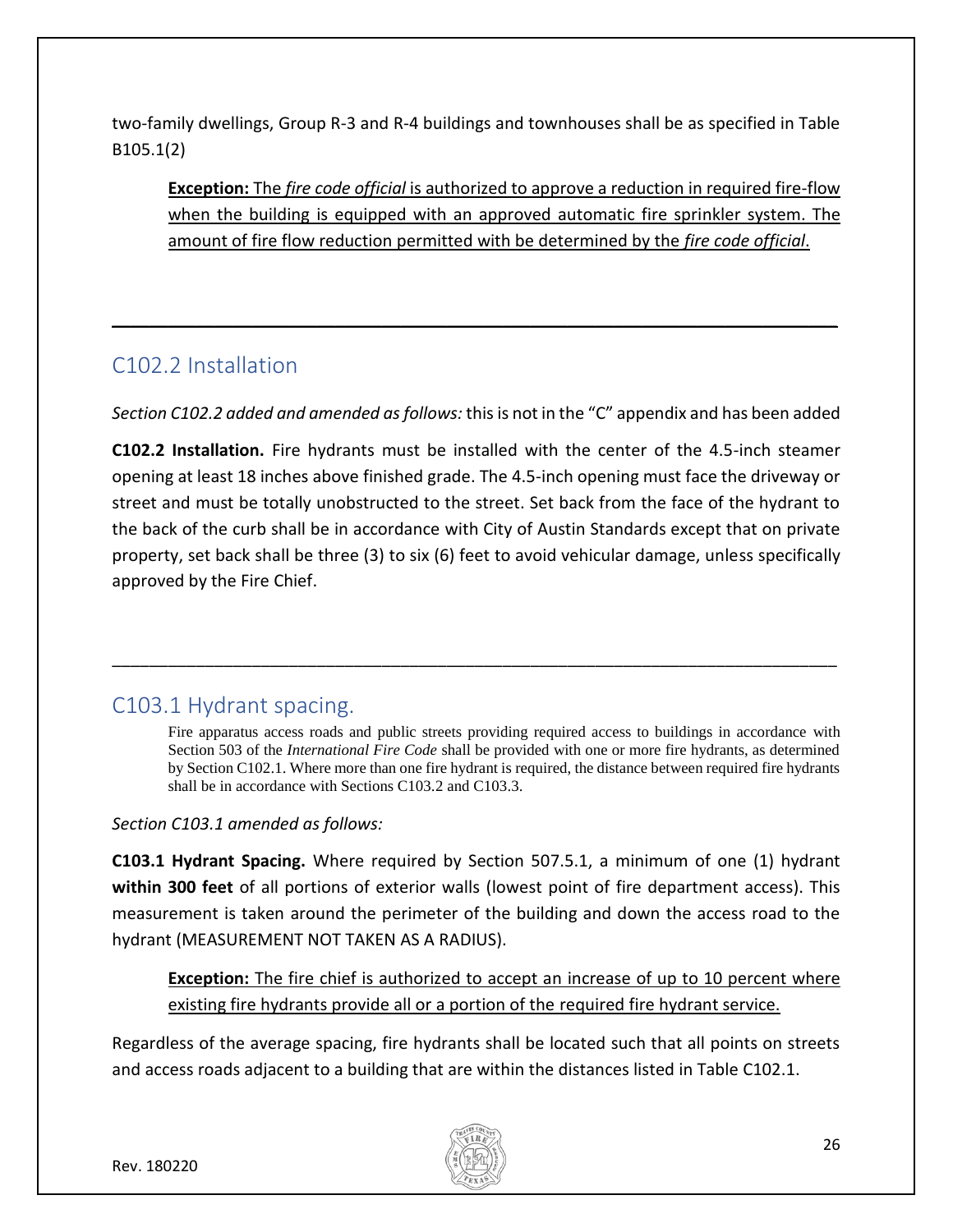two-family dwellings, Group R-3 and R-4 buildings and townhouses shall be as specified in Table B105.1(2)

> **Exception:** The *fire code official* is authorized to approve a reduction in required fire-flow when the building is equipped with an approved automatic fire sprinkler system. The amount of fire flow reduction permitted with be determined by the *fire code official*.

---

## C102.2 Installation

*Section C102.2 added and amended as follows:* this is not in the "C" appendix and has been added

**C102.2 Installation.** Fire hydrants must be installed with the center of the 4.5-inch steamer opening at least 18 inches above finished grade. The 4.5-inch opening must face the driveway or street and must be totally unobstructed to the street. Set back from the face of the hydrant to the back of the curb shall be in accordance with City of Austin Standards except that on private property, set back shall be three (3) to six (6) feet to avoid vehicular damage, unless specifically approved by the Fire Chief.

---

## C103.1 Hydrant spacing.

> Fire apparatus access roads and public streets providing required access to buildings in accordance with Section 503 of the *International Fire Code* shall be provided with one or more fire hydrants, as determined by Section C102.1. Where more than one fire hydrant is required, the distance between required fire hydrants shall be in accordance with Sections C103.2 and C103.3.

*Section C103.1 amended as follows:*

**C103.1 Hydrant Spacing.** Where required by Section 507.5.1, a minimum of one (1) hydrant **within 300 feet** of all portions of exterior walls (lowest point of fire department access). This measurement is taken around the perimeter of the building and down the access road to the hydrant (MEASUREMENT NOT TAKEN AS A RADIUS).

> **Exception:** The fire chief is authorized to accept an increase of up to 10 percent where existing fire hydrants provide all or a portion of the required fire hydrant service.

Regardless of the average spacing, fire hydrants shall be located such that all points on streets and access roads adjacent to a building that are within the distances listed in Table C102.1.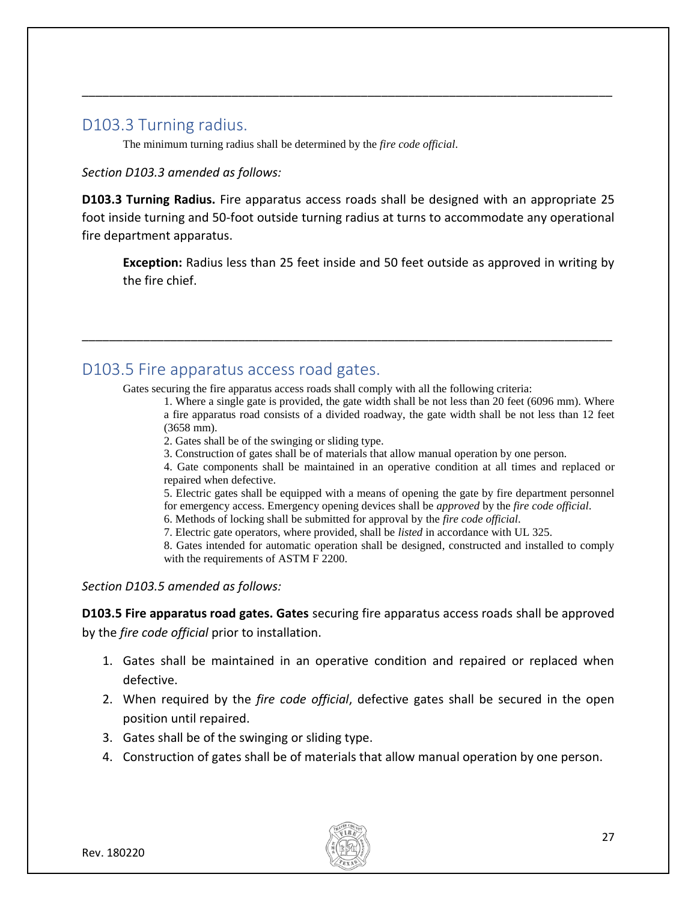---

## D103.3 Turning radius.

The minimum turning radius shall be determined by the *fire code official*.

*Section D103.3 amended as follows:*

**D103.3 Turning Radius.** Fire apparatus access roads shall be designed with an appropriate 25 foot inside turning and 50-foot outside turning radius at turns to accommodate any operational fire department apparatus.

> **Exception:** Radius less than 25 feet inside and 50 feet outside as approved in writing by the fire chief.

---

## D103.5 Fire apparatus access road gates.

Gates securing the fire apparatus access roads shall comply with all the following criteria:

1. Where a single gate is provided, the gate width shall be not less than 20 feet (6096 mm). Where a fire apparatus road consists of a divided roadway, the gate width shall be not less than 12 feet (3658 mm).
2. Gates shall be of the swinging or sliding type.
3. Construction of gates shall be of materials that allow manual operation by one person.
4. Gate components shall be maintained in an operative condition at all times and replaced or repaired when defective.
5. Electric gates shall be equipped with a means of opening the gate by fire department personnel for emergency access. Emergency opening devices shall be *approved* by the *fire code official*.
6. Methods of locking shall be submitted for approval by the *fire code official*.
7. Electric gate operators, where provided, shall be *listed* in accordance with UL 325.
8. Gates intended for automatic operation shall be designed, constructed and installed to comply with the requirements of ASTM F 2200.

*Section D103.5 amended as follows:*

**D103.5 Fire apparatus road gates. Gates** securing fire apparatus access roads shall be approved by the *fire code official* prior to installation.

1. Gates shall be maintained in an operative condition and repaired or replaced when defective.
2. When required by the *fire code official*, defective gates shall be secured in the open position until repaired.
3. Gates shall be of the swinging or sliding type.
4. Construction of gates shall be of materials that allow manual operation by one person.

Rev. 180220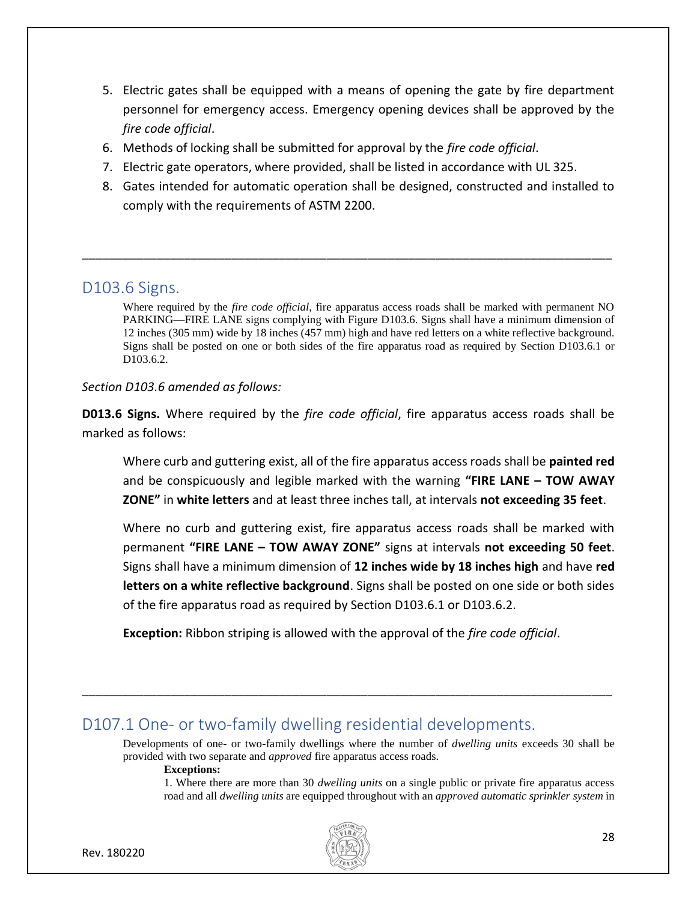5. Electric gates shall be equipped with a means of opening the gate by fire department personnel for emergency access. Emergency opening devices shall be approved by the *fire code official*.
6. Methods of locking shall be submitted for approval by the *fire code official*.
7. Electric gate operators, where provided, shall be listed in accordance with UL 325.
8. Gates intended for automatic operation shall be designed, constructed and installed to comply with the requirements of ASTM 2200.

---

## D103.6 Signs.

Where required by the *fire code official*, fire apparatus access roads shall be marked with permanent NO PARKING—FIRE LANE signs complying with Figure D103.6. Signs shall have a minimum dimension of 12 inches (305 mm) wide by 18 inches (457 mm) high and have red letters on a white reflective background. Signs shall be posted on one or both sides of the fire apparatus road as required by Section D103.6.1 or D103.6.2.

*Section D103.6 amended as follows:*

**D013.6 Signs.** Where required by the *fire code official*, fire apparatus access roads shall be marked as follows:

Where curb and guttering exist, all of the fire apparatus access roads shall be **painted red** and be conspicuously and legible marked with the warning **"FIRE LANE – TOW AWAY ZONE"** in **white letters** and at least three inches tall, at intervals **not exceeding 35 feet**.

Where no curb and guttering exist, fire apparatus access roads shall be marked with permanent **"FIRE LANE – TOW AWAY ZONE"** signs at intervals **not exceeding 50 feet**. Signs shall have a minimum dimension of **12 inches wide by 18 inches high** and have **red letters on a white reflective background**. Signs shall be posted on one side or both sides of the fire apparatus road as required by Section D103.6.1 or D103.6.2.

**Exception:** Ribbon striping is allowed with the approval of the *fire code official*.

---

## D107.1 One- or two-family dwelling residential developments.

Developments of one- or two-family dwellings where the number of *dwelling units* exceeds 30 shall be provided with two separate and *approved* fire apparatus access roads.

**Exceptions:**

1. Where there are more than 30 *dwelling units* on a single public or private fire apparatus access road and all *dwelling units* are equipped throughout with an *approved automatic sprinkler system* in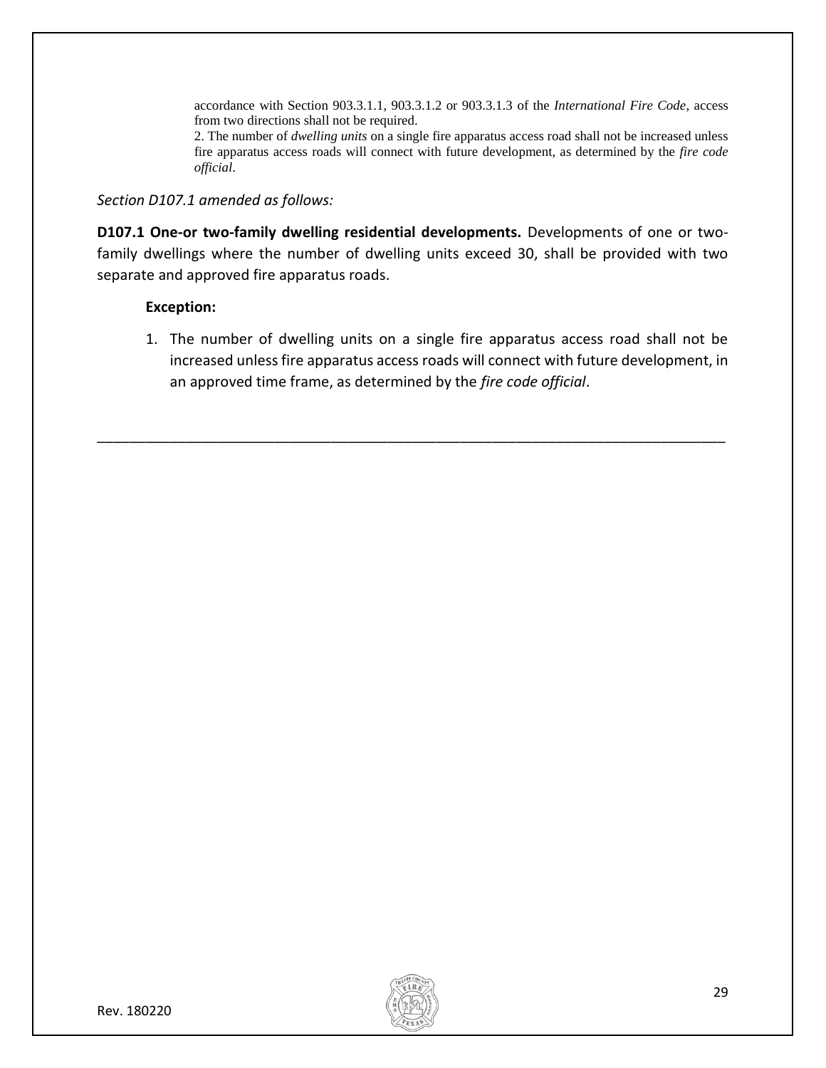accordance with Section 903.3.1.1, 903.3.1.2 or 903.3.1.3 of the *International Fire Code*, access from two directions shall not be required.
2. The number of *dwelling units* on a single fire apparatus access road shall not be increased unless fire apparatus access roads will connect with future development, as determined by the *fire code official*.

*Section D107.1 amended as follows:*

**D107.1 One-or two-family dwelling residential developments.** Developments of one or two-family dwellings where the number of dwelling units exceed 30, shall be provided with two separate and approved fire apparatus roads.

**Exception:**

1. The number of dwelling units on a single fire apparatus access road shall not be increased unless fire apparatus access roads will connect with future development, in an approved time frame, as determined by the *fire code official*.

---

Rev. 180220